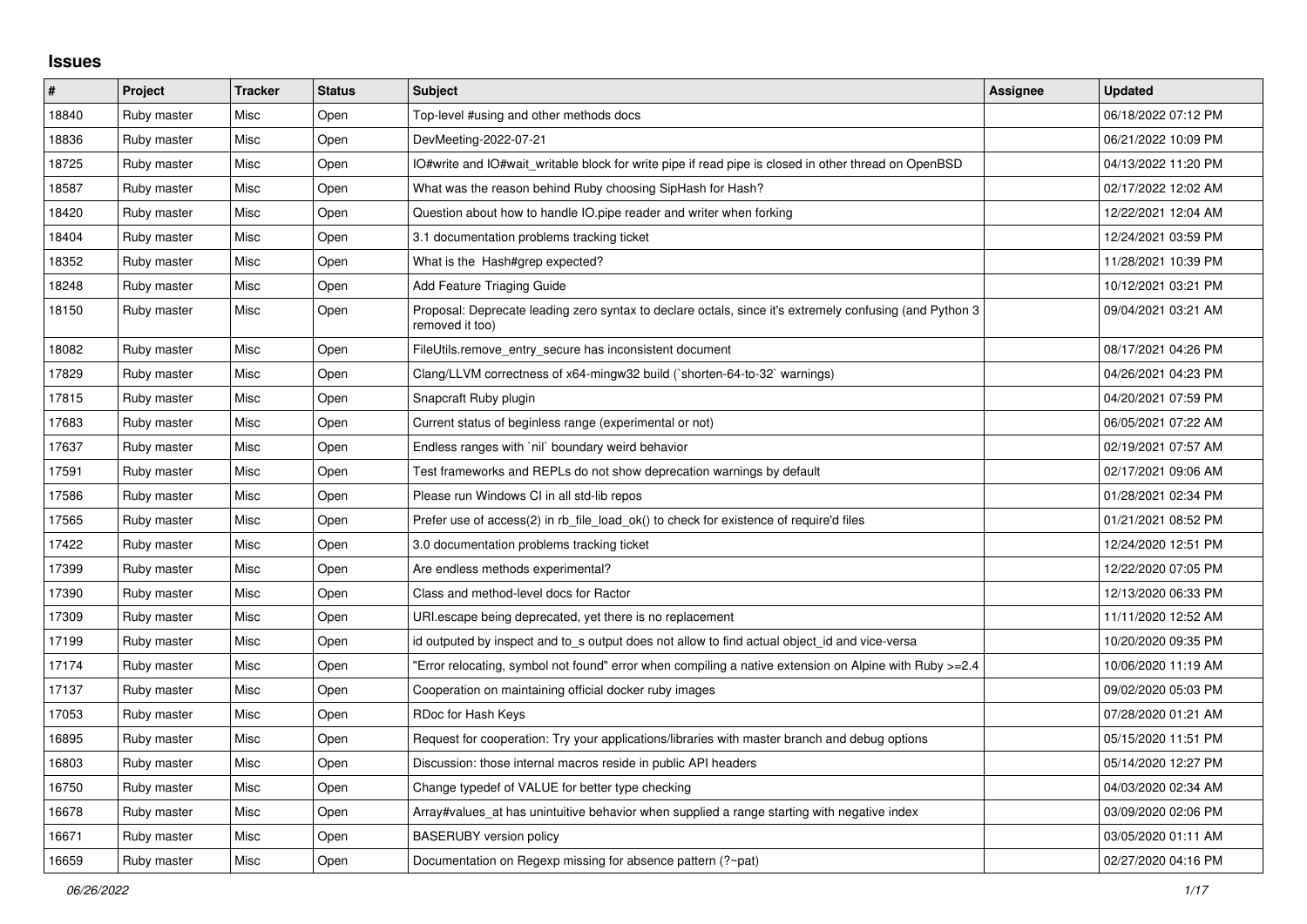## Issues

| # | Project | Tracker | Status | Subject | Assignee | Updated |
|---|---|---|---|---|---|---|
| 18840 | Ruby master | Misc | Open | Top-level #using and other methods docs | | 06/18/2022 07:12 PM |
| 18836 | Ruby master | Misc | Open | DevMeeting-2022-07-21 | | 06/21/2022 10:09 PM |
| 18725 | Ruby master | Misc | Open | IO#write and IO#wait_writable block for write pipe if read pipe is closed in other thread on OpenBSD | | 04/13/2022 11:20 PM |
| 18587 | Ruby master | Misc | Open | What was the reason behind Ruby choosing SipHash for Hash? | | 02/17/2022 12:02 AM |
| 18420 | Ruby master | Misc | Open | Question about how to handle IO.pipe reader and writer when forking | | 12/22/2021 12:04 AM |
| 18404 | Ruby master | Misc | Open | 3.1 documentation problems tracking ticket | | 12/24/2021 03:59 PM |
| 18352 | Ruby master | Misc | Open | What is the Hash#grep expected? | | 11/28/2021 10:39 PM |
| 18248 | Ruby master | Misc | Open | Add Feature Triaging Guide | | 10/12/2021 03:21 PM |
| 18150 | Ruby master | Misc | Open | Proposal: Deprecate leading zero syntax to declare octals, since it's extremely confusing (and Python 3 removed it too) | | 09/04/2021 03:21 AM |
| 18082 | Ruby master | Misc | Open | FileUtils.remove_entry_secure has inconsistent document | | 08/17/2021 04:26 PM |
| 17829 | Ruby master | Misc | Open | Clang/LLVM correctness of x64-mingw32 build (`shorten-64-to-32` warnings) | | 04/26/2021 04:23 PM |
| 17815 | Ruby master | Misc | Open | Snapcraft Ruby plugin | | 04/20/2021 07:59 PM |
| 17683 | Ruby master | Misc | Open | Current status of beginless range (experimental or not) | | 06/05/2021 07:22 AM |
| 17637 | Ruby master | Misc | Open | Endless ranges with `nil` boundary weird behavior | | 02/19/2021 07:57 AM |
| 17591 | Ruby master | Misc | Open | Test frameworks and REPLs do not show deprecation warnings by default | | 02/17/2021 09:06 AM |
| 17586 | Ruby master | Misc | Open | Please run Windows CI in all std-lib repos | | 01/28/2021 02:34 PM |
| 17565 | Ruby master | Misc | Open | Prefer use of access(2) in rb_file_load_ok() to check for existence of require'd files | | 01/21/2021 08:52 PM |
| 17422 | Ruby master | Misc | Open | 3.0 documentation problems tracking ticket | | 12/24/2020 12:51 PM |
| 17399 | Ruby master | Misc | Open | Are endless methods experimental? | | 12/22/2020 07:05 PM |
| 17390 | Ruby master | Misc | Open | Class and method-level docs for Ractor | | 12/13/2020 06:33 PM |
| 17309 | Ruby master | Misc | Open | URI.escape being deprecated, yet there is no replacement | | 11/11/2020 12:52 AM |
| 17199 | Ruby master | Misc | Open | id outputed by inspect and to_s output does not allow to find actual object_id and vice-versa | | 10/20/2020 09:35 PM |
| 17174 | Ruby master | Misc | Open | "Error relocating, symbol not found" error when compiling a native extension on Alpine with Ruby >=2.4 | | 10/06/2020 11:19 AM |
| 17137 | Ruby master | Misc | Open | Cooperation on maintaining official docker ruby images | | 09/02/2020 05:03 PM |
| 17053 | Ruby master | Misc | Open | RDoc for Hash Keys | | 07/28/2020 01:21 AM |
| 16895 | Ruby master | Misc | Open | Request for cooperation: Try your applications/libraries with master branch and debug options | | 05/15/2020 11:51 PM |
| 16803 | Ruby master | Misc | Open | Discussion: those internal macros reside in public API headers | | 05/14/2020 12:27 PM |
| 16750 | Ruby master | Misc | Open | Change typedef of VALUE for better type checking | | 04/03/2020 02:34 AM |
| 16678 | Ruby master | Misc | Open | Array#values_at has unintuitive behavior when supplied a range starting with negative index | | 03/09/2020 02:06 PM |
| 16671 | Ruby master | Misc | Open | BASERUBY version policy | | 03/05/2020 01:11 AM |
| 16659 | Ruby master | Misc | Open | Documentation on Regexp missing for absence pattern (?~pat) | | 02/27/2020 04:16 PM |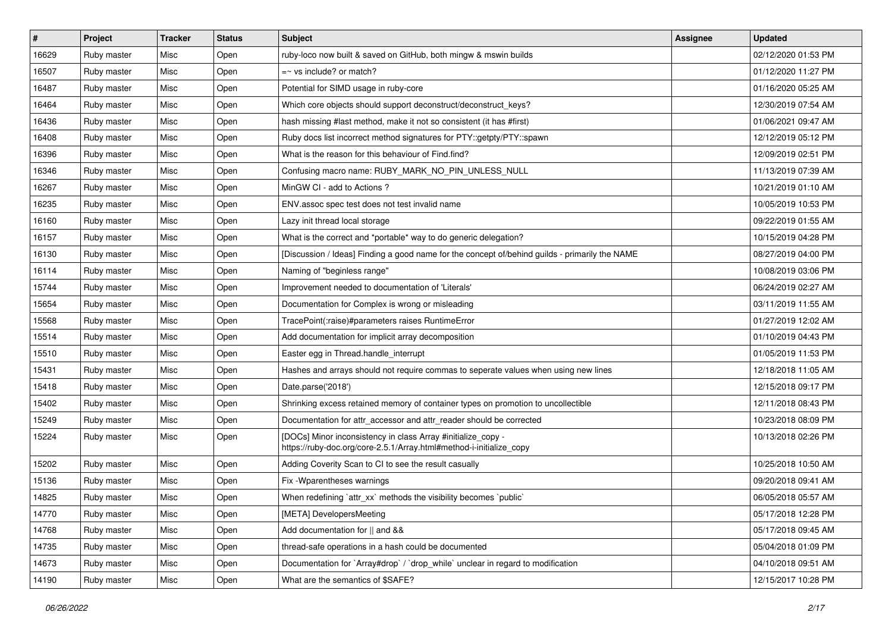| # | Project | Tracker | Status | Subject | Assignee | Updated |
|---|---|---|---|---|---|---|
| 16629 | Ruby master | Misc | Open | ruby-loco now built & saved on GitHub, both mingw & mswin builds | | 02/12/2020 01:53 PM |
| 16507 | Ruby master | Misc | Open | =~ vs include? or match? | | 01/12/2020 11:27 PM |
| 16487 | Ruby master | Misc | Open | Potential for SIMD usage in ruby-core | | 01/16/2020 05:25 AM |
| 16464 | Ruby master | Misc | Open | Which core objects should support deconstruct/deconstruct_keys? | | 12/30/2019 07:54 AM |
| 16436 | Ruby master | Misc | Open | hash missing #last method, make it not so consistent (it has #first) | | 01/06/2021 09:47 AM |
| 16408 | Ruby master | Misc | Open | Ruby docs list incorrect method signatures for PTY::getpty/PTY::spawn | | 12/12/2019 05:12 PM |
| 16396 | Ruby master | Misc | Open | What is the reason for this behaviour of Find.find? | | 12/09/2019 02:51 PM |
| 16346 | Ruby master | Misc | Open | Confusing macro name: RUBY_MARK_NO_PIN_UNLESS_NULL | | 11/13/2019 07:39 AM |
| 16267 | Ruby master | Misc | Open | MinGW CI - add to Actions ? | | 10/21/2019 01:10 AM |
| 16235 | Ruby master | Misc | Open | ENV.assoc spec test does not test invalid name | | 10/05/2019 10:53 PM |
| 16160 | Ruby master | Misc | Open | Lazy init thread local storage | | 09/22/2019 01:55 AM |
| 16157 | Ruby master | Misc | Open | What is the correct and *portable* way to do generic delegation? | | 10/15/2019 04:28 PM |
| 16130 | Ruby master | Misc | Open | [Discussion / Ideas] Finding a good name for the concept of/behind guilds - primarily the NAME | | 08/27/2019 04:00 PM |
| 16114 | Ruby master | Misc | Open | Naming of "beginless range" | | 10/08/2019 03:06 PM |
| 15744 | Ruby master | Misc | Open | Improvement needed to documentation of 'Literals' | | 06/24/2019 02:27 AM |
| 15654 | Ruby master | Misc | Open | Documentation for Complex is wrong or misleading | | 03/11/2019 11:55 AM |
| 15568 | Ruby master | Misc | Open | TracePoint(:raise)#parameters raises RuntimeError | | 01/27/2019 12:02 AM |
| 15514 | Ruby master | Misc | Open | Add documentation for implicit array decomposition | | 01/10/2019 04:43 PM |
| 15510 | Ruby master | Misc | Open | Easter egg in Thread.handle_interrupt | | 01/05/2019 11:53 PM |
| 15431 | Ruby master | Misc | Open | Hashes and arrays should not require commas to seperate values when using new lines | | 12/18/2018 11:05 AM |
| 15418 | Ruby master | Misc | Open | Date.parse('2018') | | 12/15/2018 09:17 PM |
| 15402 | Ruby master | Misc | Open | Shrinking excess retained memory of container types on promotion to uncollectible | | 12/11/2018 08:43 PM |
| 15249 | Ruby master | Misc | Open | Documentation for attr_accessor and attr_reader should be corrected | | 10/23/2018 08:09 PM |
| 15224 | Ruby master | Misc | Open | [DOCs] Minor inconsistency in class Array #initialize_copy - https://ruby-doc.org/core-2.5.1/Array.html#method-i-initialize_copy | | 10/13/2018 02:26 PM |
| 15202 | Ruby master | Misc | Open | Adding Coverity Scan to CI to see the result casually | | 10/25/2018 10:50 AM |
| 15136 | Ruby master | Misc | Open | Fix -Wparentheses warnings | | 09/20/2018 09:41 AM |
| 14825 | Ruby master | Misc | Open | When redefining `attr_xx` methods the visibility becomes `public` | | 06/05/2018 05:57 AM |
| 14770 | Ruby master | Misc | Open | [META] DevelopersMeeting | | 05/17/2018 12:28 PM |
| 14768 | Ruby master | Misc | Open | Add documentation for \|\| and && | | 05/17/2018 09:45 AM |
| 14735 | Ruby master | Misc | Open | thread-safe operations in a hash could be documented | | 05/04/2018 01:09 PM |
| 14673 | Ruby master | Misc | Open | Documentation for `Array#drop` / `drop_while` unclear in regard to modification | | 04/10/2018 09:51 AM |
| 14190 | Ruby master | Misc | Open | What are the semantics of $SAFE? | | 12/15/2017 10:28 PM |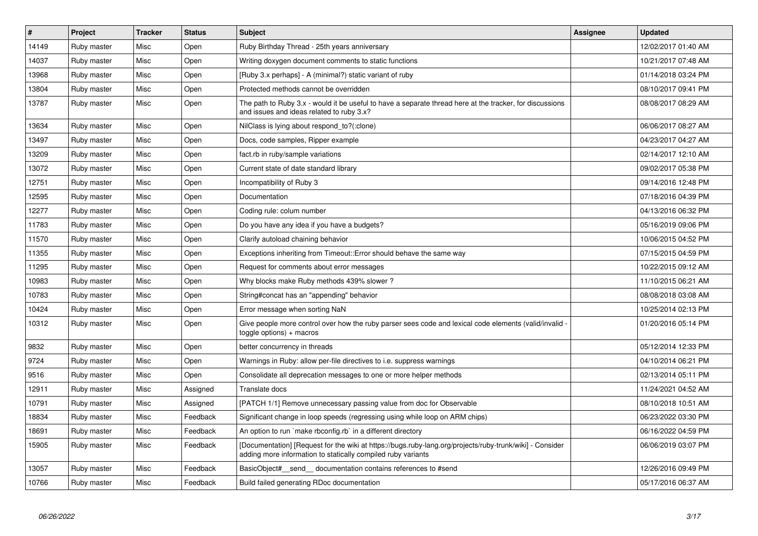| # | Project | Tracker | Status | Subject | Assignee | Updated |
|---|---|---|---|---|---|---|
| 14149 | Ruby master | Misc | Open | Ruby Birthday Thread - 25th years anniversary | | 12/02/2017 01:40 AM |
| 14037 | Ruby master | Misc | Open | Writing doxygen document comments to static functions | | 10/21/2017 07:48 AM |
| 13968 | Ruby master | Misc | Open | [Ruby 3.x perhaps] - A (minimal?) static variant of ruby | | 01/14/2018 03:24 PM |
| 13804 | Ruby master | Misc | Open | Protected methods cannot be overridden | | 08/10/2017 09:41 PM |
| 13787 | Ruby master | Misc | Open | The path to Ruby 3.x - would it be useful to have a separate thread here at the tracker, for discussions and issues and ideas related to ruby 3.x? | | 08/08/2017 08:29 AM |
| 13634 | Ruby master | Misc | Open | NilClass is lying about respond_to?(:clone) | | 06/06/2017 08:27 AM |
| 13497 | Ruby master | Misc | Open | Docs, code samples, Ripper example | | 04/23/2017 04:27 AM |
| 13209 | Ruby master | Misc | Open | fact.rb in ruby/sample variations | | 02/14/2017 12:10 AM |
| 13072 | Ruby master | Misc | Open | Current state of date standard library | | 09/02/2017 05:38 PM |
| 12751 | Ruby master | Misc | Open | Incompatibility of Ruby 3 | | 09/14/2016 12:48 PM |
| 12595 | Ruby master | Misc | Open | Documentation | | 07/18/2016 04:39 PM |
| 12277 | Ruby master | Misc | Open | Coding rule: colum number | | 04/13/2016 06:32 PM |
| 11783 | Ruby master | Misc | Open | Do you have any idea if you have a budgets? | | 05/16/2019 09:06 PM |
| 11570 | Ruby master | Misc | Open | Clarify autoload chaining behavior | | 10/06/2015 04:52 PM |
| 11355 | Ruby master | Misc | Open | Exceptions inheriting from Timeout::Error should behave the same way | | 07/15/2015 04:59 PM |
| 11295 | Ruby master | Misc | Open | Request for comments about error messages | | 10/22/2015 09:12 AM |
| 10983 | Ruby master | Misc | Open | Why blocks make Ruby methods 439% slower ? | | 11/10/2015 06:21 AM |
| 10783 | Ruby master | Misc | Open | String#concat has an "appending" behavior | | 08/08/2018 03:08 AM |
| 10424 | Ruby master | Misc | Open | Error message when sorting NaN | | 10/25/2014 02:13 PM |
| 10312 | Ruby master | Misc | Open | Give people more control over how the ruby parser sees code and lexical code elements (valid/invalid - toggle options) + macros | | 01/20/2016 05:14 PM |
| 9832 | Ruby master | Misc | Open | better concurrency in threads | | 05/12/2014 12:33 PM |
| 9724 | Ruby master | Misc | Open | Warnings in Ruby: allow per-file directives to i.e. suppress warnings | | 04/10/2014 06:21 PM |
| 9516 | Ruby master | Misc | Open | Consolidate all deprecation messages to one or more helper methods | | 02/13/2014 05:11 PM |
| 12911 | Ruby master | Misc | Assigned | Translate docs | | 11/24/2021 04:52 AM |
| 10791 | Ruby master | Misc | Assigned | [PATCH 1/1] Remove unnecessary passing value from doc for Observable | | 08/10/2018 10:51 AM |
| 18834 | Ruby master | Misc | Feedback | Significant change in loop speeds (regressing using while loop on ARM chips) | | 06/23/2022 03:30 PM |
| 18691 | Ruby master | Misc | Feedback | An option to run `make rbconfig.rb` in a different directory | | 06/16/2022 04:59 PM |
| 15905 | Ruby master | Misc | Feedback | [Documentation] [Request for the wiki at https://bugs.ruby-lang.org/projects/ruby-trunk/wiki] - Consider adding more information to statically compiled ruby variants | | 06/06/2019 03:07 PM |
| 13057 | Ruby master | Misc | Feedback | BasicObject#__send__ documentation contains references to #send | | 12/26/2016 09:49 PM |
| 10766 | Ruby master | Misc | Feedback | Build failed generating RDoc documentation | | 05/17/2016 06:37 AM |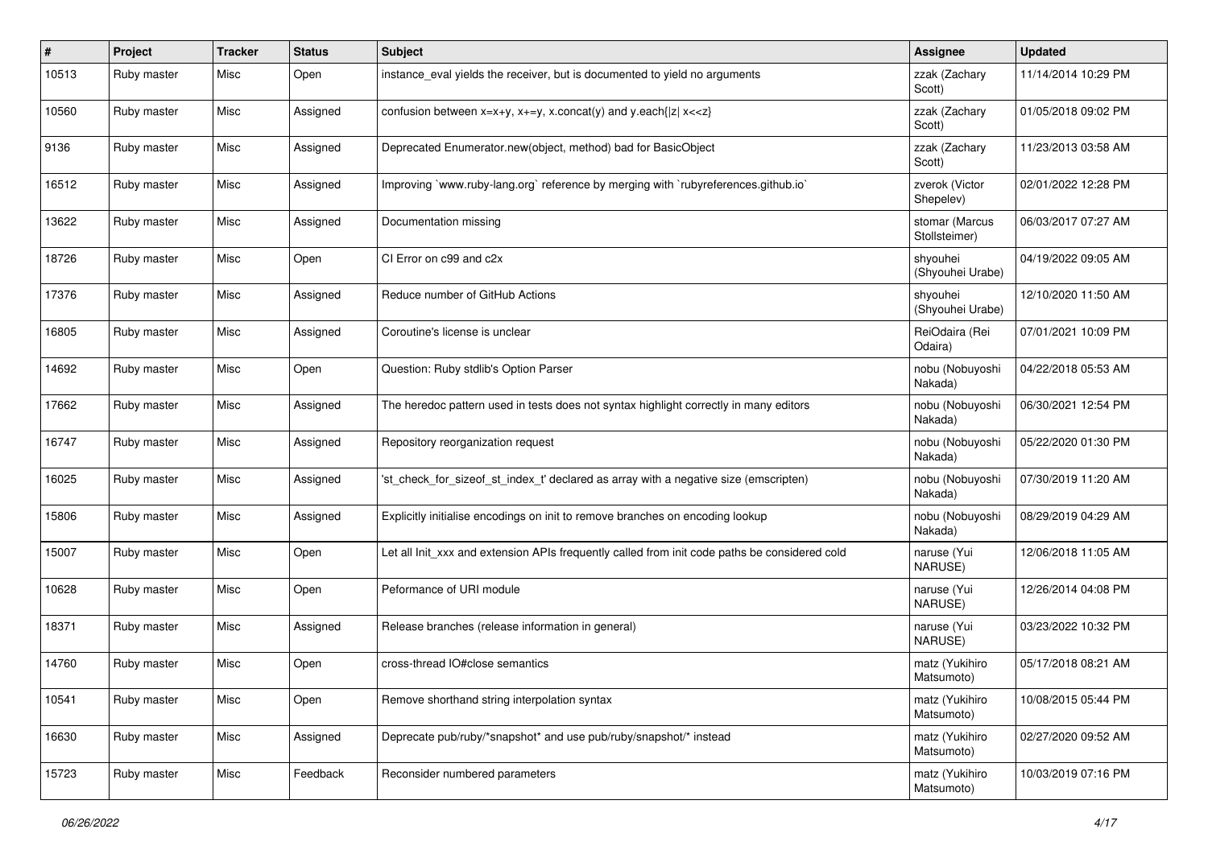| # | Project | Tracker | Status | Subject | Assignee | Updated |
|---|---|---|---|---|---|---|
| 10513 | Ruby master | Misc | Open | instance_eval yields the receiver, but is documented to yield no arguments | zzak (Zachary Scott) | 11/14/2014 10:29 PM |
| 10560 | Ruby master | Misc | Assigned | confusion between x=x+y, x+=y, x.concat(y) and y.each{\|z\| x<<z} | zzak (Zachary Scott) | 01/05/2018 09:02 PM |
| 9136 | Ruby master | Misc | Assigned | Deprecated Enumerator.new(object, method) bad for BasicObject | zzak (Zachary Scott) | 11/23/2013 03:58 AM |
| 16512 | Ruby master | Misc | Assigned | Improving `www.ruby-lang.org` reference by merging with `rubyreferences.github.io` | zverok (Victor Shepelev) | 02/01/2022 12:28 PM |
| 13622 | Ruby master | Misc | Assigned | Documentation missing | stomar (Marcus Stollsteimer) | 06/03/2017 07:27 AM |
| 18726 | Ruby master | Misc | Open | CI Error on c99 and c2x | shyouhei (Shyouhei Urabe) | 04/19/2022 09:05 AM |
| 17376 | Ruby master | Misc | Assigned | Reduce number of GitHub Actions | shyouhei (Shyouhei Urabe) | 12/10/2020 11:50 AM |
| 16805 | Ruby master | Misc | Assigned | Coroutine's license is unclear | ReiOdaira (Rei Odaira) | 07/01/2021 10:09 PM |
| 14692 | Ruby master | Misc | Open | Question: Ruby stdlib's Option Parser | nobu (Nobuyoshi Nakada) | 04/22/2018 05:53 AM |
| 17662 | Ruby master | Misc | Assigned | The heredoc pattern used in tests does not syntax highlight correctly in many editors | nobu (Nobuyoshi Nakada) | 06/30/2021 12:54 PM |
| 16747 | Ruby master | Misc | Assigned | Repository reorganization request | nobu (Nobuyoshi Nakada) | 05/22/2020 01:30 PM |
| 16025 | Ruby master | Misc | Assigned | 'st_check_for_sizeof_st_index_t' declared as array with a negative size (emscripten) | nobu (Nobuyoshi Nakada) | 07/30/2019 11:20 AM |
| 15806 | Ruby master | Misc | Assigned | Explicitly initialise encodings on init to remove branches on encoding lookup | nobu (Nobuyoshi Nakada) | 08/29/2019 04:29 AM |
| 15007 | Ruby master | Misc | Open | Let all Init_xxx and extension APIs frequently called from init code paths be considered cold | naruse (Yui NARUSE) | 12/06/2018 11:05 AM |
| 10628 | Ruby master | Misc | Open | Peformance of URI module | naruse (Yui NARUSE) | 12/26/2014 04:08 PM |
| 18371 | Ruby master | Misc | Assigned | Release branches (release information in general) | naruse (Yui NARUSE) | 03/23/2022 10:32 PM |
| 14760 | Ruby master | Misc | Open | cross-thread IO#close semantics | matz (Yukihiro Matsumoto) | 05/17/2018 08:21 AM |
| 10541 | Ruby master | Misc | Open | Remove shorthand string interpolation syntax | matz (Yukihiro Matsumoto) | 10/08/2015 05:44 PM |
| 16630 | Ruby master | Misc | Assigned | Deprecate pub/ruby/*snapshot* and use pub/ruby/snapshot/* instead | matz (Yukihiro Matsumoto) | 02/27/2020 09:52 AM |
| 15723 | Ruby master | Misc | Feedback | Reconsider numbered parameters | matz (Yukihiro Matsumoto) | 10/03/2019 07:16 PM |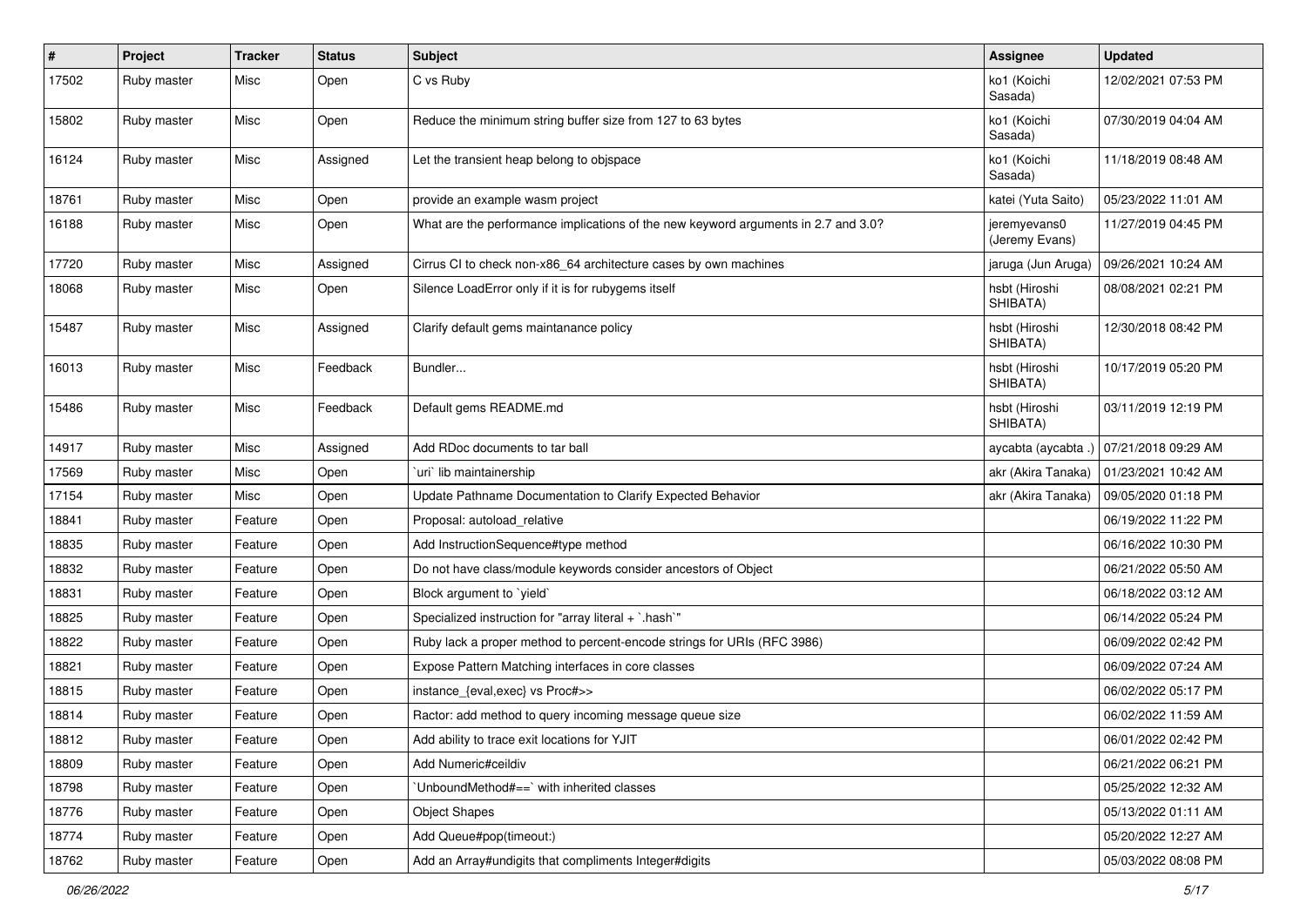| # | Project | Tracker | Status | Subject | Assignee | Updated |
|---|---|---|---|---|---|---|
| 17502 | Ruby master | Misc | Open | C vs Ruby | ko1 (Koichi Sasada) | 12/02/2021 07:53 PM |
| 15802 | Ruby master | Misc | Open | Reduce the minimum string buffer size from 127 to 63 bytes | ko1 (Koichi Sasada) | 07/30/2019 04:04 AM |
| 16124 | Ruby master | Misc | Assigned | Let the transient heap belong to objspace | ko1 (Koichi Sasada) | 11/18/2019 08:48 AM |
| 18761 | Ruby master | Misc | Open | provide an example wasm project | katei (Yuta Saito) | 05/23/2022 11:01 AM |
| 16188 | Ruby master | Misc | Open | What are the performance implications of the new keyword arguments in 2.7 and 3.0? | jeremyevans0 (Jeremy Evans) | 11/27/2019 04:45 PM |
| 17720 | Ruby master | Misc | Assigned | Cirrus CI to check non-x86_64 architecture cases by own machines | jaruga (Jun Aruga) | 09/26/2021 10:24 AM |
| 18068 | Ruby master | Misc | Open | Silence LoadError only if it is for rubygems itself | hsbt (Hiroshi SHIBATA) | 08/08/2021 02:21 PM |
| 15487 | Ruby master | Misc | Assigned | Clarify default gems maintanance policy | hsbt (Hiroshi SHIBATA) | 12/30/2018 08:42 PM |
| 16013 | Ruby master | Misc | Feedback | Bundler... | hsbt (Hiroshi SHIBATA) | 10/17/2019 05:20 PM |
| 15486 | Ruby master | Misc | Feedback | Default gems README.md | hsbt (Hiroshi SHIBATA) | 03/11/2019 12:19 PM |
| 14917 | Ruby master | Misc | Assigned | Add RDoc documents to tar ball | aycabta (aycabta .) | 07/21/2018 09:29 AM |
| 17569 | Ruby master | Misc | Open | `uri` lib maintainership | akr (Akira Tanaka) | 01/23/2021 10:42 AM |
| 17154 | Ruby master | Misc | Open | Update Pathname Documentation to Clarify Expected Behavior | akr (Akira Tanaka) | 09/05/2020 01:18 PM |
| 18841 | Ruby master | Feature | Open | Proposal: autoload_relative | | 06/19/2022 11:22 PM |
| 18835 | Ruby master | Feature | Open | Add InstructionSequence#type method | | 06/16/2022 10:30 PM |
| 18832 | Ruby master | Feature | Open | Do not have class/module keywords consider ancestors of Object | | 06/21/2022 05:50 AM |
| 18831 | Ruby master | Feature | Open | Block argument to `yield` | | 06/18/2022 03:12 AM |
| 18825 | Ruby master | Feature | Open | Specialized instruction for "array literal + `.hash`" | | 06/14/2022 05:24 PM |
| 18822 | Ruby master | Feature | Open | Ruby lack a proper method to percent-encode strings for URIs (RFC 3986) | | 06/09/2022 02:42 PM |
| 18821 | Ruby master | Feature | Open | Expose Pattern Matching interfaces in core classes | | 06/09/2022 07:24 AM |
| 18815 | Ruby master | Feature | Open | instance_{eval,exec} vs Proc#>> | | 06/02/2022 05:17 PM |
| 18814 | Ruby master | Feature | Open | Ractor: add method to query incoming message queue size | | 06/02/2022 11:59 AM |
| 18812 | Ruby master | Feature | Open | Add ability to trace exit locations for YJIT | | 06/01/2022 02:42 PM |
| 18809 | Ruby master | Feature | Open | Add Numeric#ceildiv | | 06/21/2022 06:21 PM |
| 18798 | Ruby master | Feature | Open | `UnboundMethod#==` with inherited classes | | 05/25/2022 12:32 AM |
| 18776 | Ruby master | Feature | Open | Object Shapes | | 05/13/2022 01:11 AM |
| 18774 | Ruby master | Feature | Open | Add Queue#pop(timeout:) | | 05/20/2022 12:27 AM |
| 18762 | Ruby master | Feature | Open | Add an Array#undigits that compliments Integer#digits | | 05/03/2022 08:08 PM |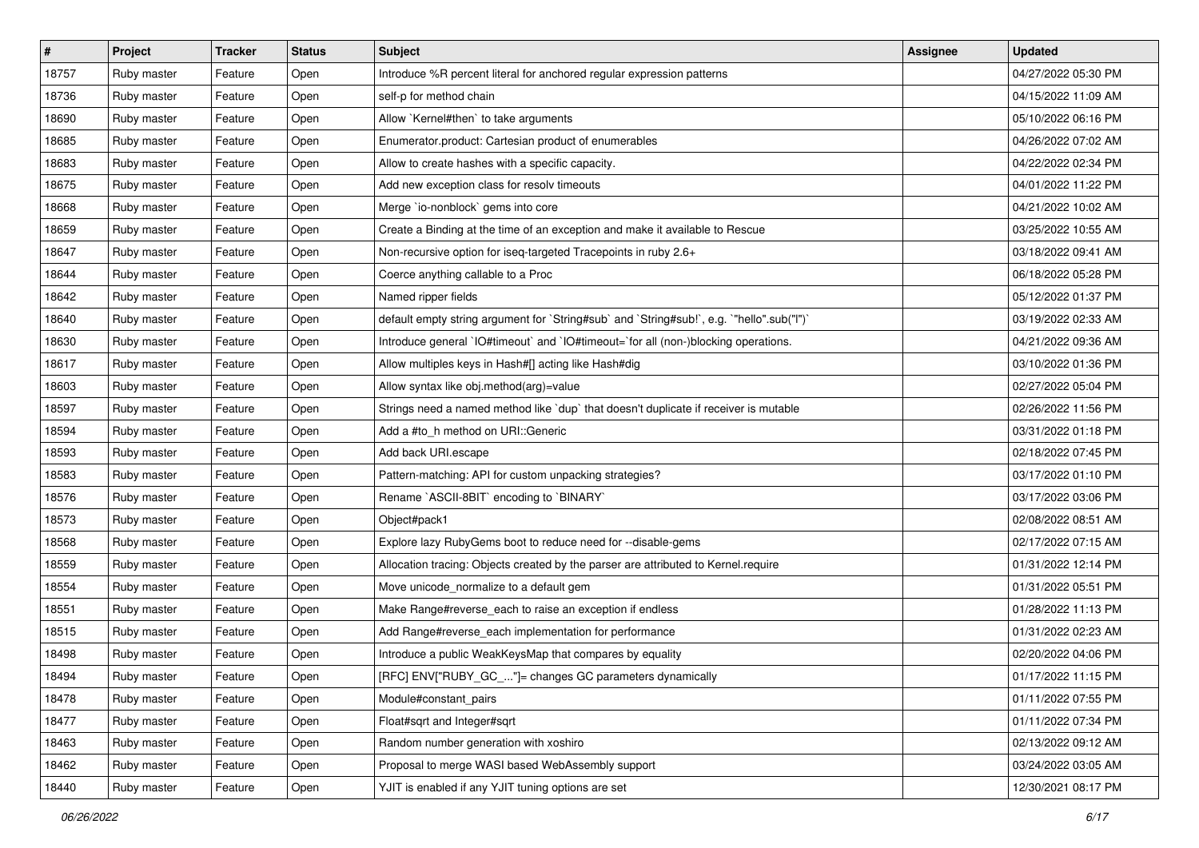| # | Project | Tracker | Status | Subject | Assignee | Updated |
| --- | --- | --- | --- | --- | --- | --- |
| 18757 | Ruby master | Feature | Open | Introduce %R percent literal for anchored regular expression patterns | | 04/27/2022 05:30 PM |
| 18736 | Ruby master | Feature | Open | self-p for method chain | | 04/15/2022 11:09 AM |
| 18690 | Ruby master | Feature | Open | Allow `Kernel#then` to take arguments | | 05/10/2022 06:16 PM |
| 18685 | Ruby master | Feature | Open | Enumerator.product: Cartesian product of enumerables | | 04/26/2022 07:02 AM |
| 18683 | Ruby master | Feature | Open | Allow to create hashes with a specific capacity. | | 04/22/2022 02:34 PM |
| 18675 | Ruby master | Feature | Open | Add new exception class for resolv timeouts | | 04/01/2022 11:22 PM |
| 18668 | Ruby master | Feature | Open | Merge `io-nonblock` gems into core | | 04/21/2022 10:02 AM |
| 18659 | Ruby master | Feature | Open | Create a Binding at the time of an exception and make it available to Rescue | | 03/25/2022 10:55 AM |
| 18647 | Ruby master | Feature | Open | Non-recursive option for iseq-targeted Tracepoints in ruby 2.6+ | | 03/18/2022 09:41 AM |
| 18644 | Ruby master | Feature | Open | Coerce anything callable to a Proc | | 06/18/2022 05:28 PM |
| 18642 | Ruby master | Feature | Open | Named ripper fields | | 05/12/2022 01:37 PM |
| 18640 | Ruby master | Feature | Open | default empty string argument for `String#sub` and `String#sub!`, e.g. `"hello".sub("l")` | | 03/19/2022 02:33 AM |
| 18630 | Ruby master | Feature | Open | Introduce general `IO#timeout` and `IO#timeout=`for all (non-)blocking operations. | | 04/21/2022 09:36 AM |
| 18617 | Ruby master | Feature | Open | Allow multiples keys in Hash#[] acting like Hash#dig | | 03/10/2022 01:36 PM |
| 18603 | Ruby master | Feature | Open | Allow syntax like obj.method(arg)=value | | 02/27/2022 05:04 PM |
| 18597 | Ruby master | Feature | Open | Strings need a named method like `dup` that doesn't duplicate if receiver is mutable | | 02/26/2022 11:56 PM |
| 18594 | Ruby master | Feature | Open | Add a #to_h method on URI::Generic | | 03/31/2022 01:18 PM |
| 18593 | Ruby master | Feature | Open | Add back URI.escape | | 02/18/2022 07:45 PM |
| 18583 | Ruby master | Feature | Open | Pattern-matching: API for custom unpacking strategies? | | 03/17/2022 01:10 PM |
| 18576 | Ruby master | Feature | Open | Rename `ASCII-8BIT` encoding to `BINARY` | | 03/17/2022 03:06 PM |
| 18573 | Ruby master | Feature | Open | Object#pack1 | | 02/08/2022 08:51 AM |
| 18568 | Ruby master | Feature | Open | Explore lazy RubyGems boot to reduce need for --disable-gems | | 02/17/2022 07:15 AM |
| 18559 | Ruby master | Feature | Open | Allocation tracing: Objects created by the parser are attributed to Kernel.require | | 01/31/2022 12:14 PM |
| 18554 | Ruby master | Feature | Open | Move unicode_normalize to a default gem | | 01/31/2022 05:51 PM |
| 18551 | Ruby master | Feature | Open | Make Range#reverse_each to raise an exception if endless | | 01/28/2022 11:13 PM |
| 18515 | Ruby master | Feature | Open | Add Range#reverse_each implementation for performance | | 01/31/2022 02:23 AM |
| 18498 | Ruby master | Feature | Open | Introduce a public WeakKeysMap that compares by equality | | 02/20/2022 04:06 PM |
| 18494 | Ruby master | Feature | Open | [RFC] ENV["RUBY_GC_..."]= changes GC parameters dynamically | | 01/17/2022 11:15 PM |
| 18478 | Ruby master | Feature | Open | Module#constant_pairs | | 01/11/2022 07:55 PM |
| 18477 | Ruby master | Feature | Open | Float#sqrt and Integer#sqrt | | 01/11/2022 07:34 PM |
| 18463 | Ruby master | Feature | Open | Random number generation with xoshiro | | 02/13/2022 09:12 AM |
| 18462 | Ruby master | Feature | Open | Proposal to merge WASI based WebAssembly support | | 03/24/2022 03:05 AM |
| 18440 | Ruby master | Feature | Open | YJIT is enabled if any YJIT tuning options are set | | 12/30/2021 08:17 PM |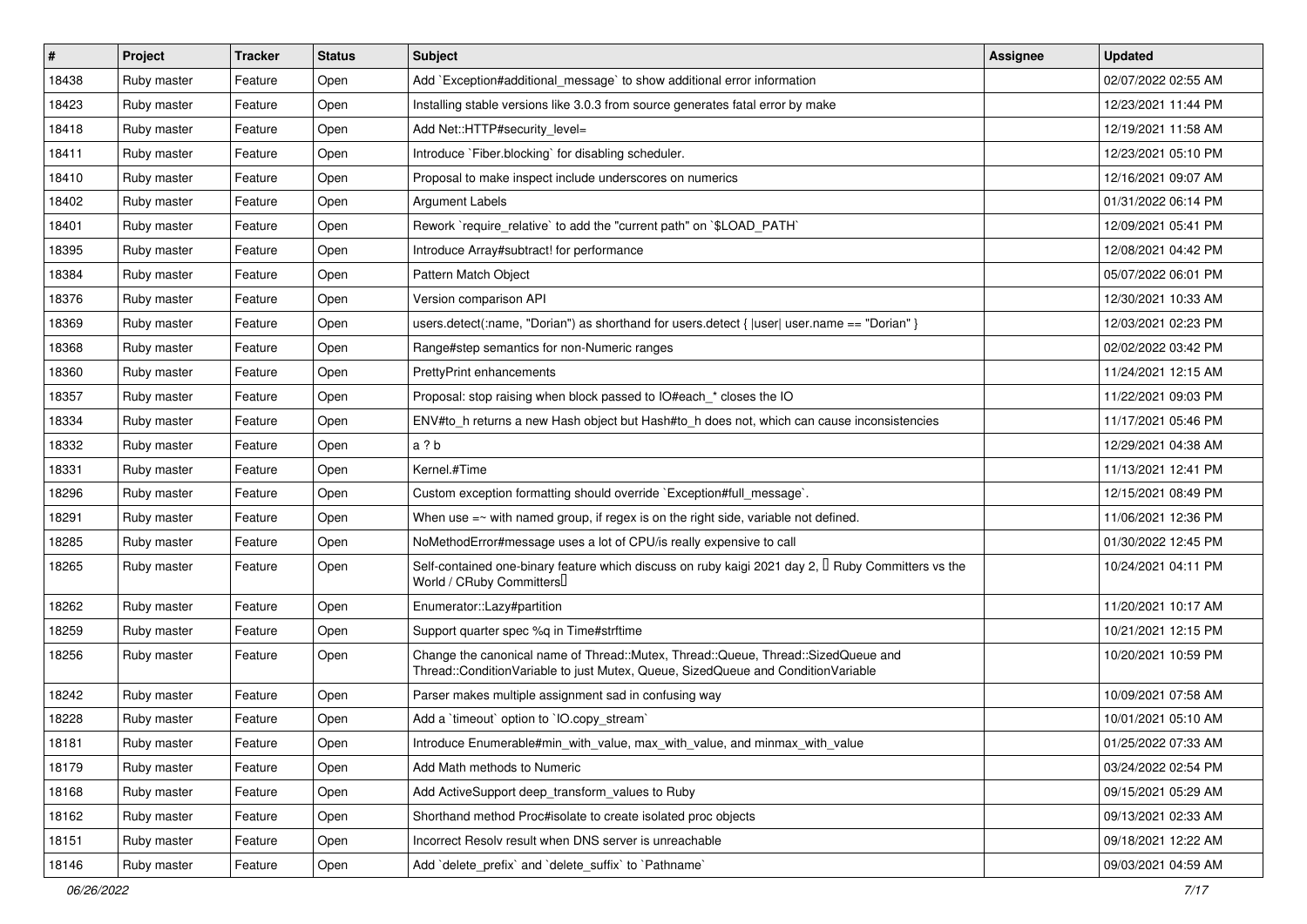| # | Project | Tracker | Status | Subject | Assignee | Updated |
|---|---|---|---|---|---|---|
| 18438 | Ruby master | Feature | Open | Add `Exception#additional_message` to show additional error information | | 02/07/2022 02:55 AM |
| 18423 | Ruby master | Feature | Open | Installing stable versions like 3.0.3 from source generates fatal error by make | | 12/23/2021 11:44 PM |
| 18418 | Ruby master | Feature | Open | Add Net::HTTP#security_level= | | 12/19/2021 11:58 AM |
| 18411 | Ruby master | Feature | Open | Introduce `Fiber.blocking` for disabling scheduler. | | 12/23/2021 05:10 PM |
| 18410 | Ruby master | Feature | Open | Proposal to make inspect include underscores on numerics | | 12/16/2021 09:07 AM |
| 18402 | Ruby master | Feature | Open | Argument Labels | | 01/31/2022 06:14 PM |
| 18401 | Ruby master | Feature | Open | Rework `require_relative` to add the "current path" on `$LOAD_PATH` | | 12/09/2021 05:41 PM |
| 18395 | Ruby master | Feature | Open | Introduce Array#subtract! for performance | | 12/08/2021 04:42 PM |
| 18384 | Ruby master | Feature | Open | Pattern Match Object | | 05/07/2022 06:01 PM |
| 18376 | Ruby master | Feature | Open | Version comparison API | | 12/30/2021 10:33 AM |
| 18369 | Ruby master | Feature | Open | users.detect(:name, "Dorian") as shorthand for users.detect { \|user\| user.name == "Dorian" } | | 12/03/2021 02:23 PM |
| 18368 | Ruby master | Feature | Open | Range#step semantics for non-Numeric ranges | | 02/02/2022 03:42 PM |
| 18360 | Ruby master | Feature | Open | PrettyPrint enhancements | | 11/24/2021 12:15 AM |
| 18357 | Ruby master | Feature | Open | Proposal: stop raising when block passed to IO#each_* closes the IO | | 11/22/2021 09:03 PM |
| 18334 | Ruby master | Feature | Open | ENV#to_h returns a new Hash object but Hash#to_h does not, which can cause inconsistencies | | 11/17/2021 05:46 PM |
| 18332 | Ruby master | Feature | Open | a ? b | | 12/29/2021 04:38 AM |
| 18331 | Ruby master | Feature | Open | Kernel.#Time | | 11/13/2021 12:41 PM |
| 18296 | Ruby master | Feature | Open | Custom exception formatting should override `Exception#full_message`. | | 12/15/2021 08:49 PM |
| 18291 | Ruby master | Feature | Open | When use =~ with named group, if regex is on the right side, variable not defined. | | 11/06/2021 12:36 PM |
| 18285 | Ruby master | Feature | Open | NoMethodError#message uses a lot of CPU/is really expensive to call | | 01/30/2022 12:45 PM |
| 18265 | Ruby master | Feature | Open | Self-contained one-binary feature which discuss on ruby kaigi 2021 day 2, 「Ruby Committers vs the World / CRuby Committers」 | | 10/24/2021 04:11 PM |
| 18262 | Ruby master | Feature | Open | Enumerator::Lazy#partition | | 11/20/2021 10:17 AM |
| 18259 | Ruby master | Feature | Open | Support quarter spec %q in Time#strftime | | 10/21/2021 12:15 PM |
| 18256 | Ruby master | Feature | Open | Change the canonical name of Thread::Mutex, Thread::Queue, Thread::SizedQueue and Thread::ConditionVariable to just Mutex, Queue, SizedQueue and ConditionVariable | | 10/20/2021 10:59 PM |
| 18242 | Ruby master | Feature | Open | Parser makes multiple assignment sad in confusing way | | 10/09/2021 07:58 AM |
| 18228 | Ruby master | Feature | Open | Add a `timeout` option to `IO.copy_stream` | | 10/01/2021 05:10 AM |
| 18181 | Ruby master | Feature | Open | Introduce Enumerable#min_with_value, max_with_value, and minmax_with_value | | 01/25/2022 07:33 AM |
| 18179 | Ruby master | Feature | Open | Add Math methods to Numeric | | 03/24/2022 02:54 PM |
| 18168 | Ruby master | Feature | Open | Add ActiveSupport deep_transform_values to Ruby | | 09/15/2021 05:29 AM |
| 18162 | Ruby master | Feature | Open | Shorthand method Proc#isolate to create isolated proc objects | | 09/13/2021 02:33 AM |
| 18151 | Ruby master | Feature | Open | Incorrect Resolv result when DNS server is unreachable | | 09/18/2021 12:22 AM |
| 18146 | Ruby master | Feature | Open | Add `delete_prefix` and `delete_suffix` to `Pathname` | | 09/03/2021 04:59 AM |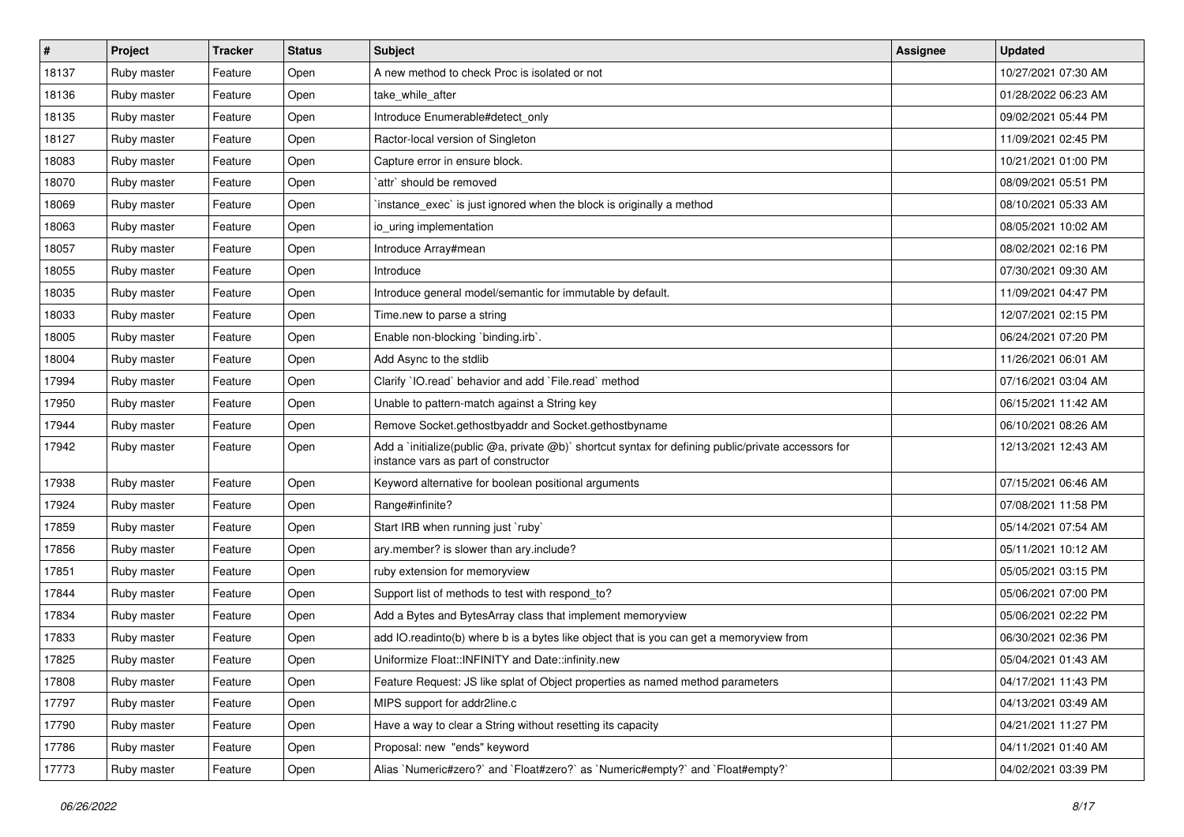| # | Project | Tracker | Status | Subject | Assignee | Updated |
|---|---|---|---|---|---|---|
| 18137 | Ruby master | Feature | Open | A new method to check Proc is isolated or not | | 10/27/2021 07:30 AM |
| 18136 | Ruby master | Feature | Open | take_while_after | | 01/28/2022 06:23 AM |
| 18135 | Ruby master | Feature | Open | Introduce Enumerable#detect_only | | 09/02/2021 05:44 PM |
| 18127 | Ruby master | Feature | Open | Ractor-local version of Singleton | | 11/09/2021 02:45 PM |
| 18083 | Ruby master | Feature | Open | Capture error in ensure block. | | 10/21/2021 01:00 PM |
| 18070 | Ruby master | Feature | Open | `attr` should be removed | | 08/09/2021 05:51 PM |
| 18069 | Ruby master | Feature | Open | `instance_exec` is just ignored when the block is originally a method | | 08/10/2021 05:33 AM |
| 18063 | Ruby master | Feature | Open | io_uring implementation | | 08/05/2021 10:02 AM |
| 18057 | Ruby master | Feature | Open | Introduce Array#mean | | 08/02/2021 02:16 PM |
| 18055 | Ruby master | Feature | Open | Introduce | | 07/30/2021 09:30 AM |
| 18035 | Ruby master | Feature | Open | Introduce general model/semantic for immutable by default. | | 11/09/2021 04:47 PM |
| 18033 | Ruby master | Feature | Open | Time.new to parse a string | | 12/07/2021 02:15 PM |
| 18005 | Ruby master | Feature | Open | Enable non-blocking `binding.irb`. | | 06/24/2021 07:20 PM |
| 18004 | Ruby master | Feature | Open | Add Async to the stdlib | | 11/26/2021 06:01 AM |
| 17994 | Ruby master | Feature | Open | Clarify `IO.read` behavior and add `File.read` method | | 07/16/2021 03:04 AM |
| 17950 | Ruby master | Feature | Open | Unable to pattern-match against a String key | | 06/15/2021 11:42 AM |
| 17944 | Ruby master | Feature | Open | Remove Socket.gethostbyaddr and Socket.gethostbyname | | 06/10/2021 08:26 AM |
| 17942 | Ruby master | Feature | Open | Add a `initialize(public @a, private @b)` shortcut syntax for defining public/private accessors for instance vars as part of constructor | | 12/13/2021 12:43 AM |
| 17938 | Ruby master | Feature | Open | Keyword alternative for boolean positional arguments | | 07/15/2021 06:46 AM |
| 17924 | Ruby master | Feature | Open | Range#infinite? | | 07/08/2021 11:58 PM |
| 17859 | Ruby master | Feature | Open | Start IRB when running just `ruby` | | 05/14/2021 07:54 AM |
| 17856 | Ruby master | Feature | Open | ary.member? is slower than ary.include? | | 05/11/2021 10:12 AM |
| 17851 | Ruby master | Feature | Open | ruby extension for memoryview | | 05/05/2021 03:15 PM |
| 17844 | Ruby master | Feature | Open | Support list of methods to test with respond_to? | | 05/06/2021 07:00 PM |
| 17834 | Ruby master | Feature | Open | Add a Bytes and BytesArray class that implement memoryview | | 05/06/2021 02:22 PM |
| 17833 | Ruby master | Feature | Open | add IO.readinto(b) where b is a bytes like object that is you can get a memoryview from | | 06/30/2021 02:36 PM |
| 17825 | Ruby master | Feature | Open | Uniformize Float::INFINITY and Date::infinity.new | | 05/04/2021 01:43 AM |
| 17808 | Ruby master | Feature | Open | Feature Request: JS like splat of Object properties as named method parameters | | 04/17/2021 11:43 PM |
| 17797 | Ruby master | Feature | Open | MIPS support for addr2line.c | | 04/13/2021 03:49 AM |
| 17790 | Ruby master | Feature | Open | Have a way to clear a String without resetting its capacity | | 04/21/2021 11:27 PM |
| 17786 | Ruby master | Feature | Open | Proposal: new "ends" keyword | | 04/11/2021 01:40 AM |
| 17773 | Ruby master | Feature | Open | Alias `Numeric#zero?` and `Float#zero?` as `Numeric#empty?` and `Float#empty?` | | 04/02/2021 03:39 PM |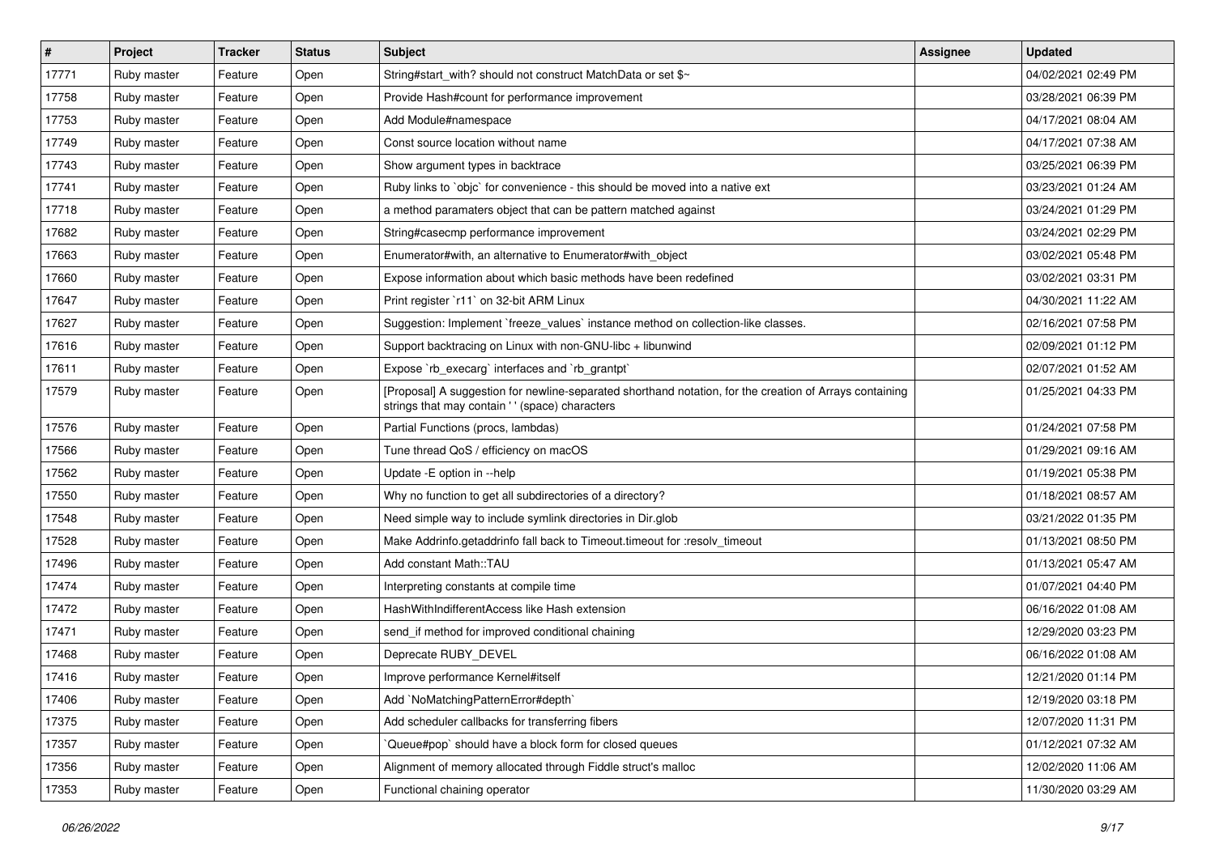| # | Project | Tracker | Status | Subject | Assignee | Updated |
|---|---|---|---|---|---|---|
| 17771 | Ruby master | Feature | Open | String#start_with? should not construct MatchData or set $~ | | 04/02/2021 02:49 PM |
| 17758 | Ruby master | Feature | Open | Provide Hash#count for performance improvement | | 03/28/2021 06:39 PM |
| 17753 | Ruby master | Feature | Open | Add Module#namespace | | 04/17/2021 08:04 AM |
| 17749 | Ruby master | Feature | Open | Const source location without name | | 04/17/2021 07:38 AM |
| 17743 | Ruby master | Feature | Open | Show argument types in backtrace | | 03/25/2021 06:39 PM |
| 17741 | Ruby master | Feature | Open | Ruby links to `objc` for convenience - this should be moved into a native ext | | 03/23/2021 01:24 AM |
| 17718 | Ruby master | Feature | Open | a method paramaters object that can be pattern matched against | | 03/24/2021 01:29 PM |
| 17682 | Ruby master | Feature | Open | String#casecmp performance improvement | | 03/24/2021 02:29 PM |
| 17663 | Ruby master | Feature | Open | Enumerator#with, an alternative to Enumerator#with_object | | 03/02/2021 05:48 PM |
| 17660 | Ruby master | Feature | Open | Expose information about which basic methods have been redefined | | 03/02/2021 03:31 PM |
| 17647 | Ruby master | Feature | Open | Print register `r11` on 32-bit ARM Linux | | 04/30/2021 11:22 AM |
| 17627 | Ruby master | Feature | Open | Suggestion: Implement `freeze_values` instance method on collection-like classes. | | 02/16/2021 07:58 PM |
| 17616 | Ruby master | Feature | Open | Support backtracing on Linux with non-GNU-libc + libunwind | | 02/09/2021 01:12 PM |
| 17611 | Ruby master | Feature | Open | Expose `rb_execarg` interfaces and `rb_grantpt` | | 02/07/2021 01:52 AM |
| 17579 | Ruby master | Feature | Open | [Proposal] A suggestion for newline-separated shorthand notation, for the creation of Arrays containing strings that may contain ' ' (space) characters | | 01/25/2021 04:33 PM |
| 17576 | Ruby master | Feature | Open | Partial Functions (procs, lambdas) | | 01/24/2021 07:58 PM |
| 17566 | Ruby master | Feature | Open | Tune thread QoS / efficiency on macOS | | 01/29/2021 09:16 AM |
| 17562 | Ruby master | Feature | Open | Update -E option in --help | | 01/19/2021 05:38 PM |
| 17550 | Ruby master | Feature | Open | Why no function to get all subdirectories of a directory? | | 01/18/2021 08:57 AM |
| 17548 | Ruby master | Feature | Open | Need simple way to include symlink directories in Dir.glob | | 03/21/2022 01:35 PM |
| 17528 | Ruby master | Feature | Open | Make Addrinfo.getaddrinfo fall back to Timeout.timeout for :resolv_timeout | | 01/13/2021 08:50 PM |
| 17496 | Ruby master | Feature | Open | Add constant Math::TAU | | 01/13/2021 05:47 AM |
| 17474 | Ruby master | Feature | Open | Interpreting constants at compile time | | 01/07/2021 04:40 PM |
| 17472 | Ruby master | Feature | Open | HashWithIndifferentAccess like Hash extension | | 06/16/2022 01:08 AM |
| 17471 | Ruby master | Feature | Open | send_if method for improved conditional chaining | | 12/29/2020 03:23 PM |
| 17468 | Ruby master | Feature | Open | Deprecate RUBY_DEVEL | | 06/16/2022 01:08 AM |
| 17416 | Ruby master | Feature | Open | Improve performance Kernel#itself | | 12/21/2020 01:14 PM |
| 17406 | Ruby master | Feature | Open | Add `NoMatchingPatternError#depth` | | 12/19/2020 03:18 PM |
| 17375 | Ruby master | Feature | Open | Add scheduler callbacks for transferring fibers | | 12/07/2020 11:31 PM |
| 17357 | Ruby master | Feature | Open | `Queue#pop` should have a block form for closed queues | | 01/12/2021 07:32 AM |
| 17356 | Ruby master | Feature | Open | Alignment of memory allocated through Fiddle struct's malloc | | 12/02/2020 11:06 AM |
| 17353 | Ruby master | Feature | Open | Functional chaining operator | | 11/30/2020 03:29 AM |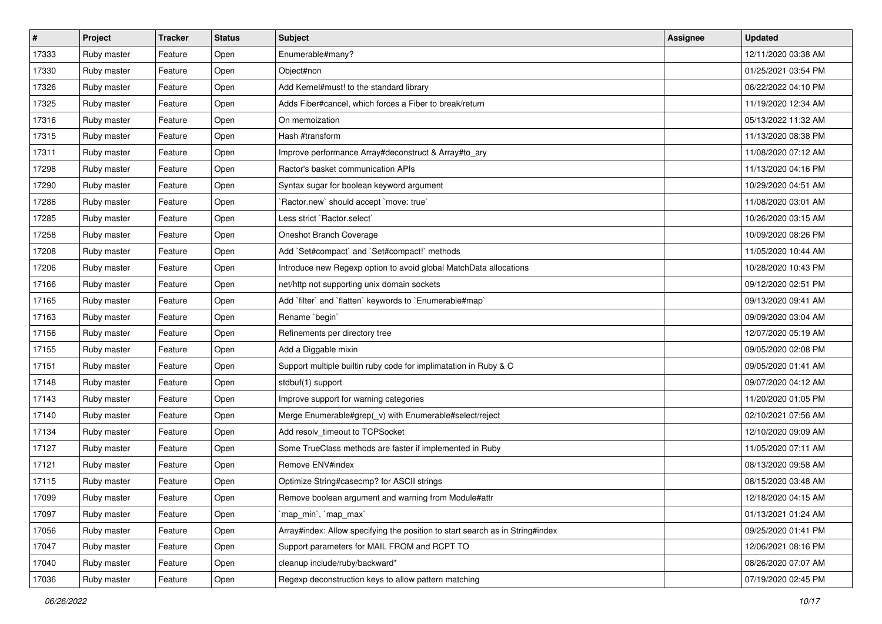| # | Project | Tracker | Status | Subject | Assignee | Updated |
| --- | --- | --- | --- | --- | --- | --- |
| 17333 | Ruby master | Feature | Open | Enumerable#many? | | 12/11/2020 03:38 AM |
| 17330 | Ruby master | Feature | Open | Object#non | | 01/25/2021 03:54 PM |
| 17326 | Ruby master | Feature | Open | Add Kernel#must! to the standard library | | 06/22/2022 04:10 PM |
| 17325 | Ruby master | Feature | Open | Adds Fiber#cancel, which forces a Fiber to break/return | | 11/19/2020 12:34 AM |
| 17316 | Ruby master | Feature | Open | On memoization | | 05/13/2022 11:32 AM |
| 17315 | Ruby master | Feature | Open | Hash #transform | | 11/13/2020 08:38 PM |
| 17311 | Ruby master | Feature | Open | Improve performance Array#deconstruct & Array#to_ary | | 11/08/2020 07:12 AM |
| 17298 | Ruby master | Feature | Open | Ractor's basket communication APIs | | 11/13/2020 04:16 PM |
| 17290 | Ruby master | Feature | Open | Syntax sugar for boolean keyword argument | | 10/29/2020 04:51 AM |
| 17286 | Ruby master | Feature | Open | `Ractor.new` should accept `move: true` | | 11/08/2020 03:01 AM |
| 17285 | Ruby master | Feature | Open | Less strict `Ractor.select` | | 10/26/2020 03:15 AM |
| 17258 | Ruby master | Feature | Open | Oneshot Branch Coverage | | 10/09/2020 08:26 PM |
| 17208 | Ruby master | Feature | Open | Add `Set#compact` and `Set#compact!` methods | | 11/05/2020 10:44 AM |
| 17206 | Ruby master | Feature | Open | Introduce new Regexp option to avoid global MatchData allocations | | 10/28/2020 10:43 PM |
| 17166 | Ruby master | Feature | Open | net/http not supporting unix domain sockets | | 09/12/2020 02:51 PM |
| 17165 | Ruby master | Feature | Open | Add `filter` and `flatten` keywords to `Enumerable#map` | | 09/13/2020 09:41 AM |
| 17163 | Ruby master | Feature | Open | Rename `begin` | | 09/09/2020 03:04 AM |
| 17156 | Ruby master | Feature | Open | Refinements per directory tree | | 12/07/2020 05:19 AM |
| 17155 | Ruby master | Feature | Open | Add a Diggable mixin | | 09/05/2020 02:08 PM |
| 17151 | Ruby master | Feature | Open | Support multiple builtin ruby code for implimatation in Ruby & C | | 09/05/2020 01:41 AM |
| 17148 | Ruby master | Feature | Open | stdbuf(1) support | | 09/07/2020 04:12 AM |
| 17143 | Ruby master | Feature | Open | Improve support for warning categories | | 11/20/2020 01:05 PM |
| 17140 | Ruby master | Feature | Open | Merge Enumerable#grep(_v) with Enumerable#select/reject | | 02/10/2021 07:56 AM |
| 17134 | Ruby master | Feature | Open | Add resolv_timeout to TCPSocket | | 12/10/2020 09:09 AM |
| 17127 | Ruby master | Feature | Open | Some TrueClass methods are faster if implemented in Ruby | | 11/05/2020 07:11 AM |
| 17121 | Ruby master | Feature | Open | Remove ENV#index | | 08/13/2020 09:58 AM |
| 17115 | Ruby master | Feature | Open | Optimize String#casecmp? for ASCII strings | | 08/15/2020 03:48 AM |
| 17099 | Ruby master | Feature | Open | Remove boolean argument and warning from Module#attr | | 12/18/2020 04:15 AM |
| 17097 | Ruby master | Feature | Open | `map_min`, `map_max` | | 01/13/2021 01:24 AM |
| 17056 | Ruby master | Feature | Open | Array#index: Allow specifying the position to start search as in String#index | | 09/25/2020 01:41 PM |
| 17047 | Ruby master | Feature | Open | Support parameters for MAIL FROM and RCPT TO | | 12/06/2021 08:16 PM |
| 17040 | Ruby master | Feature | Open | cleanup include/ruby/backward* | | 08/26/2020 07:07 AM |
| 17036 | Ruby master | Feature | Open | Regexp deconstruction keys to allow pattern matching | | 07/19/2020 02:45 PM |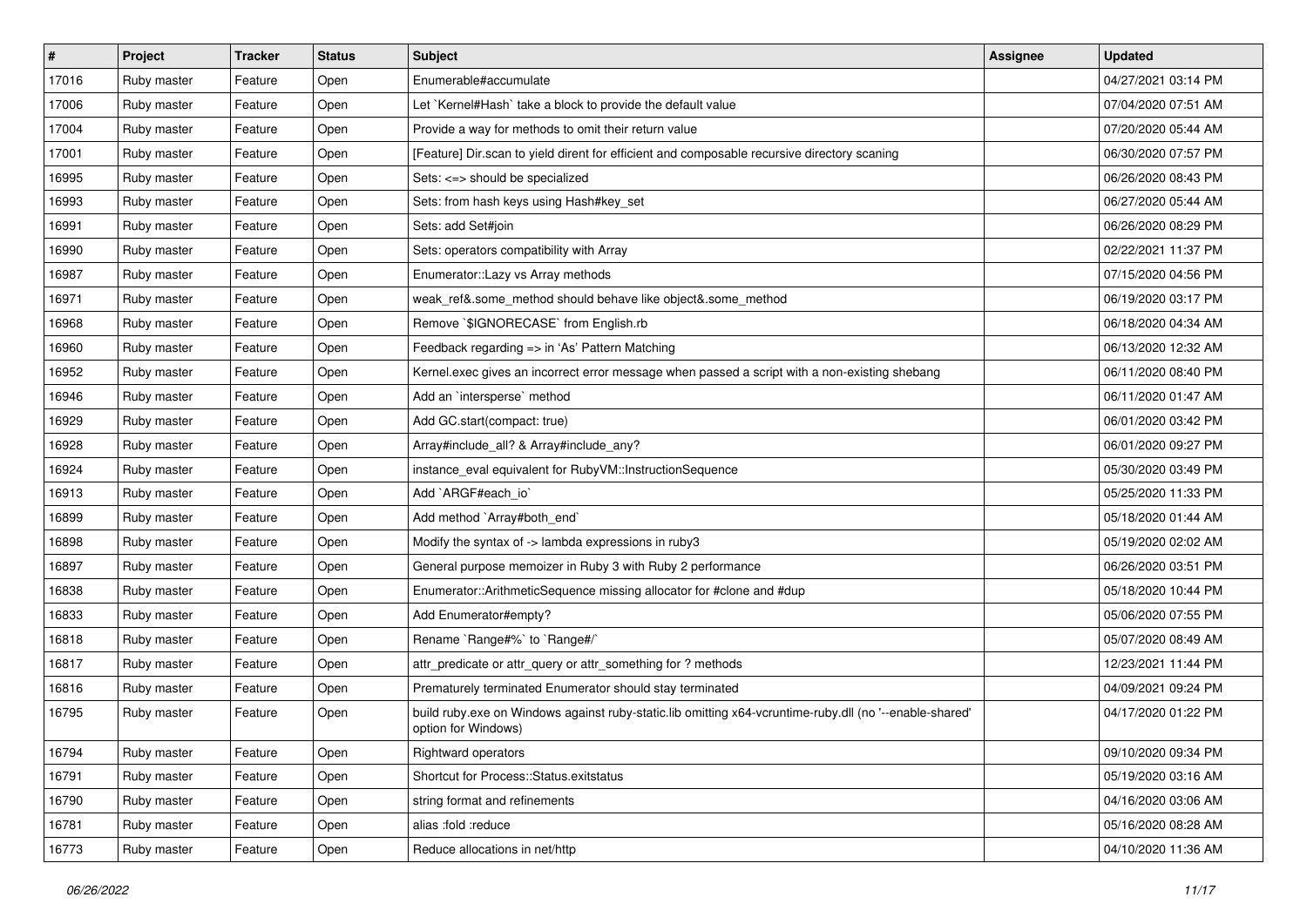| # | Project | Tracker | Status | Subject | Assignee | Updated |
|---|---|---|---|---|---|---|
| 17016 | Ruby master | Feature | Open | Enumerable#accumulate | | 04/27/2021 03:14 PM |
| 17006 | Ruby master | Feature | Open | Let `Kernel#Hash` take a block to provide the default value | | 07/04/2020 07:51 AM |
| 17004 | Ruby master | Feature | Open | Provide a way for methods to omit their return value | | 07/20/2020 05:44 AM |
| 17001 | Ruby master | Feature | Open | [Feature] Dir.scan to yield dirent for efficient and composable recursive directory scaning | | 06/30/2020 07:57 PM |
| 16995 | Ruby master | Feature | Open | Sets: <=> should be specialized | | 06/26/2020 08:43 PM |
| 16993 | Ruby master | Feature | Open | Sets: from hash keys using Hash#key_set | | 06/27/2020 05:44 AM |
| 16991 | Ruby master | Feature | Open | Sets: add Set#join | | 06/26/2020 08:29 PM |
| 16990 | Ruby master | Feature | Open | Sets: operators compatibility with Array | | 02/22/2021 11:37 PM |
| 16987 | Ruby master | Feature | Open | Enumerator::Lazy vs Array methods | | 07/15/2020 04:56 PM |
| 16971 | Ruby master | Feature | Open | weak_ref&.some_method should behave like object&.some_method | | 06/19/2020 03:17 PM |
| 16968 | Ruby master | Feature | Open | Remove `$IGNORECASE` from English.rb | | 06/18/2020 04:34 AM |
| 16960 | Ruby master | Feature | Open | Feedback regarding => in 'As' Pattern Matching | | 06/13/2020 12:32 AM |
| 16952 | Ruby master | Feature | Open | Kernel.exec gives an incorrect error message when passed a script with a non-existing shebang | | 06/11/2020 08:40 PM |
| 16946 | Ruby master | Feature | Open | Add an `intersperse` method | | 06/11/2020 01:47 AM |
| 16929 | Ruby master | Feature | Open | Add GC.start(compact: true) | | 06/01/2020 03:42 PM |
| 16928 | Ruby master | Feature | Open | Array#include_all? & Array#include_any? | | 06/01/2020 09:27 PM |
| 16924 | Ruby master | Feature | Open | instance_eval equivalent for RubyVM::InstructionSequence | | 05/30/2020 03:49 PM |
| 16913 | Ruby master | Feature | Open | Add `ARGF#each_io` | | 05/25/2020 11:33 PM |
| 16899 | Ruby master | Feature | Open | Add method `Array#both_end` | | 05/18/2020 01:44 AM |
| 16898 | Ruby master | Feature | Open | Modify the syntax of -> lambda expressions in ruby3 | | 05/19/2020 02:02 AM |
| 16897 | Ruby master | Feature | Open | General purpose memoizer in Ruby 3 with Ruby 2 performance | | 06/26/2020 03:51 PM |
| 16838 | Ruby master | Feature | Open | Enumerator::ArithmeticSequence missing allocator for #clone and #dup | | 05/18/2020 10:44 PM |
| 16833 | Ruby master | Feature | Open | Add Enumerator#empty? | | 05/06/2020 07:55 PM |
| 16818 | Ruby master | Feature | Open | Rename `Range#%` to `Range#/` | | 05/07/2020 08:49 AM |
| 16817 | Ruby master | Feature | Open | attr_predicate or attr_query or attr_something for ? methods | | 12/23/2021 11:44 PM |
| 16816 | Ruby master | Feature | Open | Prematurely terminated Enumerator should stay terminated | | 04/09/2021 09:24 PM |
| 16795 | Ruby master | Feature | Open | build ruby.exe on Windows against ruby-static.lib omitting x64-vcruntime-ruby.dll (no '--enable-shared' option for Windows) | | 04/17/2020 01:22 PM |
| 16794 | Ruby master | Feature | Open | Rightward operators | | 09/10/2020 09:34 PM |
| 16791 | Ruby master | Feature | Open | Shortcut for Process::Status.exitstatus | | 05/19/2020 03:16 AM |
| 16790 | Ruby master | Feature | Open | string format and refinements | | 04/16/2020 03:06 AM |
| 16781 | Ruby master | Feature | Open | alias :fold :reduce | | 05/16/2020 08:28 AM |
| 16773 | Ruby master | Feature | Open | Reduce allocations in net/http | | 04/10/2020 11:36 AM |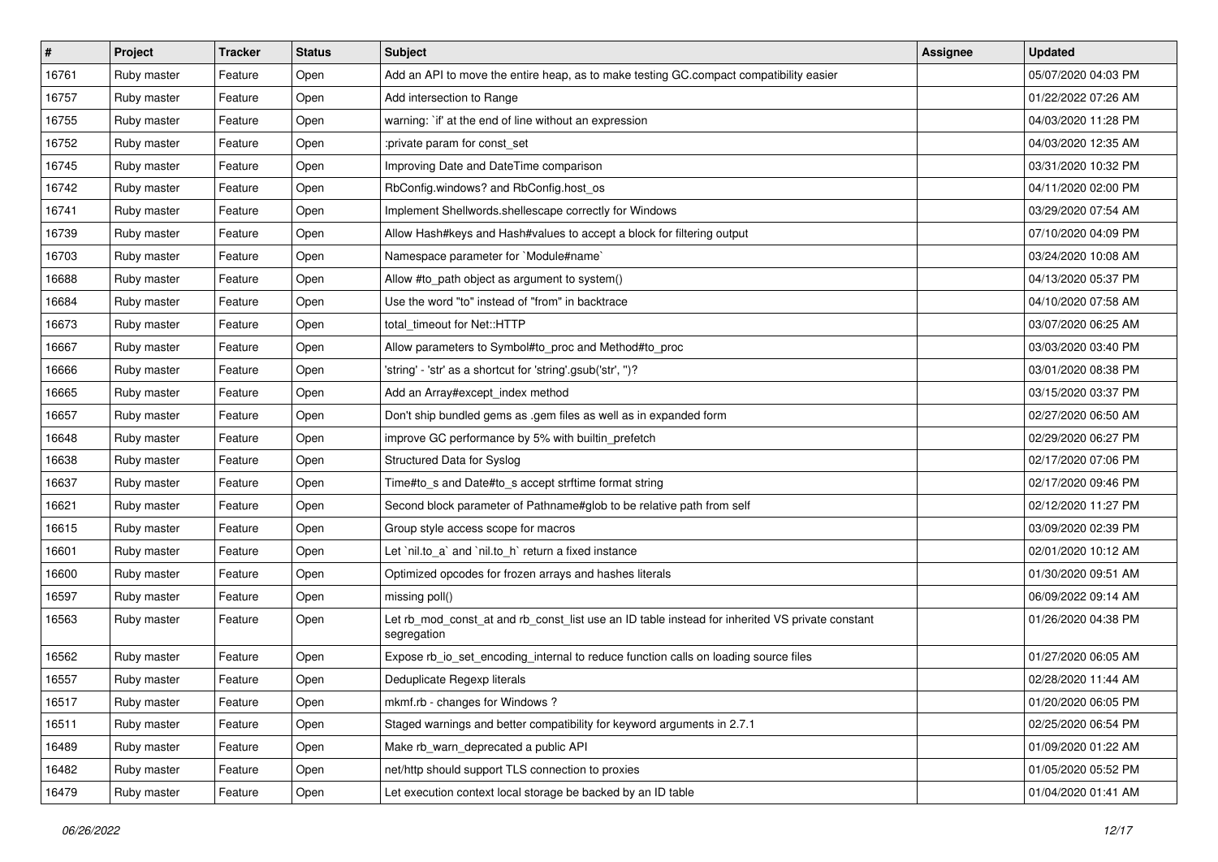| # | Project | Tracker | Status | Subject | Assignee | Updated |
|---|---|---|---|---|---|---|
| 16761 | Ruby master | Feature | Open | Add an API to move the entire heap, as to make testing GC.compact compatibility easier | | 05/07/2020 04:03 PM |
| 16757 | Ruby master | Feature | Open | Add intersection to Range | | 01/22/2022 07:26 AM |
| 16755 | Ruby master | Feature | Open | warning: `if' at the end of line without an expression | | 04/03/2020 11:28 PM |
| 16752 | Ruby master | Feature | Open | :private param for const_set | | 04/03/2020 12:35 AM |
| 16745 | Ruby master | Feature | Open | Improving Date and DateTime comparison | | 03/31/2020 10:32 PM |
| 16742 | Ruby master | Feature | Open | RbConfig.windows? and RbConfig.host_os | | 04/11/2020 02:00 PM |
| 16741 | Ruby master | Feature | Open | Implement Shellwords.shellescape correctly for Windows | | 03/29/2020 07:54 AM |
| 16739 | Ruby master | Feature | Open | Allow Hash#keys and Hash#values to accept a block for filtering output | | 07/10/2020 04:09 PM |
| 16703 | Ruby master | Feature | Open | Namespace parameter for `Module#name` | | 03/24/2020 10:08 AM |
| 16688 | Ruby master | Feature | Open | Allow #to_path object as argument to system() | | 04/13/2020 05:37 PM |
| 16684 | Ruby master | Feature | Open | Use the word "to" instead of "from" in backtrace | | 04/10/2020 07:58 AM |
| 16673 | Ruby master | Feature | Open | total_timeout for Net::HTTP | | 03/07/2020 06:25 AM |
| 16667 | Ruby master | Feature | Open | Allow parameters to Symbol#to_proc and Method#to_proc | | 03/03/2020 03:40 PM |
| 16666 | Ruby master | Feature | Open | 'string' - 'str' as a shortcut for 'string'.gsub('str', '')? | | 03/01/2020 08:38 PM |
| 16665 | Ruby master | Feature | Open | Add an Array#except_index method | | 03/15/2020 03:37 PM |
| 16657 | Ruby master | Feature | Open | Don't ship bundled gems as .gem files as well as in expanded form | | 02/27/2020 06:50 AM |
| 16648 | Ruby master | Feature | Open | improve GC performance by 5% with builtin_prefetch | | 02/29/2020 06:27 PM |
| 16638 | Ruby master | Feature | Open | Structured Data for Syslog | | 02/17/2020 07:06 PM |
| 16637 | Ruby master | Feature | Open | Time#to_s and Date#to_s accept strftime format string | | 02/17/2020 09:46 PM |
| 16621 | Ruby master | Feature | Open | Second block parameter of Pathname#glob to be relative path from self | | 02/12/2020 11:27 PM |
| 16615 | Ruby master | Feature | Open | Group style access scope for macros | | 03/09/2020 02:39 PM |
| 16601 | Ruby master | Feature | Open | Let `nil.to_a` and `nil.to_h` return a fixed instance | | 02/01/2020 10:12 AM |
| 16600 | Ruby master | Feature | Open | Optimized opcodes for frozen arrays and hashes literals | | 01/30/2020 09:51 AM |
| 16597 | Ruby master | Feature | Open | missing poll() | | 06/09/2022 09:14 AM |
| 16563 | Ruby master | Feature | Open | Let rb_mod_const_at and rb_const_list use an ID table instead for inherited VS private constant segregation | | 01/26/2020 04:38 PM |
| 16562 | Ruby master | Feature | Open | Expose rb_io_set_encoding_internal to reduce function calls on loading source files | | 01/27/2020 06:05 AM |
| 16557 | Ruby master | Feature | Open | Deduplicate Regexp literals | | 02/28/2020 11:44 AM |
| 16517 | Ruby master | Feature | Open | mkmf.rb - changes for Windows ? | | 01/20/2020 06:05 PM |
| 16511 | Ruby master | Feature | Open | Staged warnings and better compatibility for keyword arguments in 2.7.1 | | 02/25/2020 06:54 PM |
| 16489 | Ruby master | Feature | Open | Make rb_warn_deprecated a public API | | 01/09/2020 01:22 AM |
| 16482 | Ruby master | Feature | Open | net/http should support TLS connection to proxies | | 01/05/2020 05:52 PM |
| 16479 | Ruby master | Feature | Open | Let execution context local storage be backed by an ID table | | 01/04/2020 01:41 AM |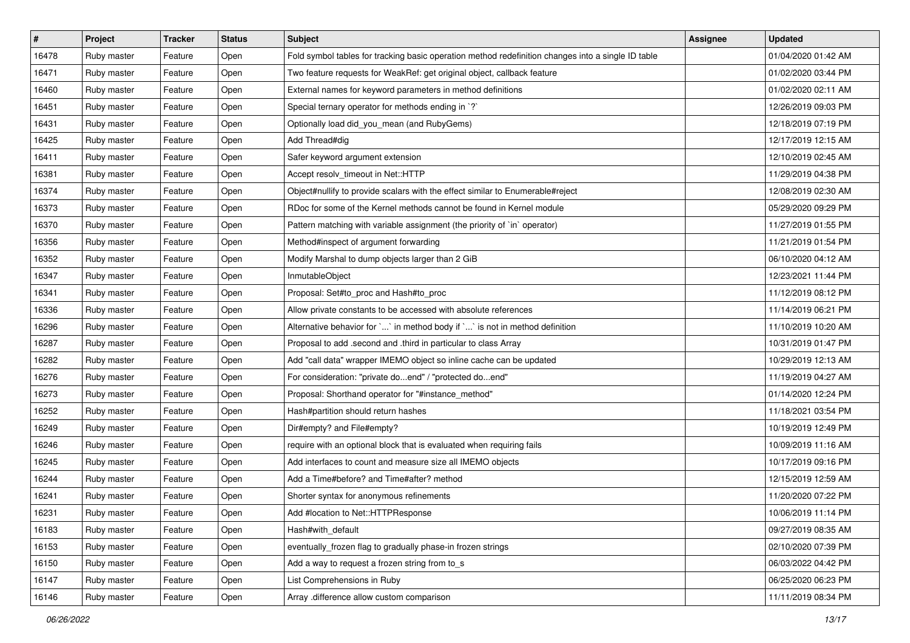| # | Project | Tracker | Status | Subject | Assignee | Updated |
|---|---|---|---|---|---|---|
| 16478 | Ruby master | Feature | Open | Fold symbol tables for tracking basic operation method redefinition changes into a single ID table | | 01/04/2020 01:42 AM |
| 16471 | Ruby master | Feature | Open | Two feature requests for WeakRef: get original object, callback feature | | 01/02/2020 03:44 PM |
| 16460 | Ruby master | Feature | Open | External names for keyword parameters in method definitions | | 01/02/2020 02:11 AM |
| 16451 | Ruby master | Feature | Open | Special ternary operator for methods ending in `?` | | 12/26/2019 09:03 PM |
| 16431 | Ruby master | Feature | Open | Optionally load did_you_mean (and RubyGems) | | 12/18/2019 07:19 PM |
| 16425 | Ruby master | Feature | Open | Add Thread#dig | | 12/17/2019 12:15 AM |
| 16411 | Ruby master | Feature | Open | Safer keyword argument extension | | 12/10/2019 02:45 AM |
| 16381 | Ruby master | Feature | Open | Accept resolv_timeout in Net::HTTP | | 11/29/2019 04:38 PM |
| 16374 | Ruby master | Feature | Open | Object#nullify to provide scalars with the effect similar to Enumerable#reject | | 12/08/2019 02:30 AM |
| 16373 | Ruby master | Feature | Open | RDoc for some of the Kernel methods cannot be found in Kernel module | | 05/29/2020 09:29 PM |
| 16370 | Ruby master | Feature | Open | Pattern matching with variable assignment (the priority of `in` operator) | | 11/27/2019 01:55 PM |
| 16356 | Ruby master | Feature | Open | Method#inspect of argument forwarding | | 11/21/2019 01:54 PM |
| 16352 | Ruby master | Feature | Open | Modify Marshal to dump objects larger than 2 GiB | | 06/10/2020 04:12 AM |
| 16347 | Ruby master | Feature | Open | InmutableObject | | 12/23/2021 11:44 PM |
| 16341 | Ruby master | Feature | Open | Proposal: Set#to_proc and Hash#to_proc | | 11/12/2019 08:12 PM |
| 16336 | Ruby master | Feature | Open | Allow private constants to be accessed with absolute references | | 11/14/2019 06:21 PM |
| 16296 | Ruby master | Feature | Open | Alternative behavior for `...` in method body if `...` is not in method definition | | 11/10/2019 10:20 AM |
| 16287 | Ruby master | Feature | Open | Proposal to add .second and .third in particular to class Array | | 10/31/2019 01:47 PM |
| 16282 | Ruby master | Feature | Open | Add "call data" wrapper IMEMO object so inline cache can be updated | | 10/29/2019 12:13 AM |
| 16276 | Ruby master | Feature | Open | For consideration: "private do...end" / "protected do...end" | | 11/19/2019 04:27 AM |
| 16273 | Ruby master | Feature | Open | Proposal: Shorthand operator for "#instance_method" | | 01/14/2020 12:24 PM |
| 16252 | Ruby master | Feature | Open | Hash#partition should return hashes | | 11/18/2021 03:54 PM |
| 16249 | Ruby master | Feature | Open | Dir#empty? and File#empty? | | 10/19/2019 12:49 PM |
| 16246 | Ruby master | Feature | Open | require with an optional block that is evaluated when requiring fails | | 10/09/2019 11:16 AM |
| 16245 | Ruby master | Feature | Open | Add interfaces to count and measure size all IMEMO objects | | 10/17/2019 09:16 PM |
| 16244 | Ruby master | Feature | Open | Add a Time#before? and Time#after? method | | 12/15/2019 12:59 AM |
| 16241 | Ruby master | Feature | Open | Shorter syntax for anonymous refinements | | 11/20/2020 07:22 PM |
| 16231 | Ruby master | Feature | Open | Add #location to Net::HTTPResponse | | 10/06/2019 11:14 PM |
| 16183 | Ruby master | Feature | Open | Hash#with_default | | 09/27/2019 08:35 AM |
| 16153 | Ruby master | Feature | Open | eventually_frozen flag to gradually phase-in frozen strings | | 02/10/2020 07:39 PM |
| 16150 | Ruby master | Feature | Open | Add a way to request a frozen string from to_s | | 06/03/2022 04:42 PM |
| 16147 | Ruby master | Feature | Open | List Comprehensions in Ruby | | 06/25/2020 06:23 PM |
| 16146 | Ruby master | Feature | Open | Array .difference allow custom comparison | | 11/11/2019 08:34 PM |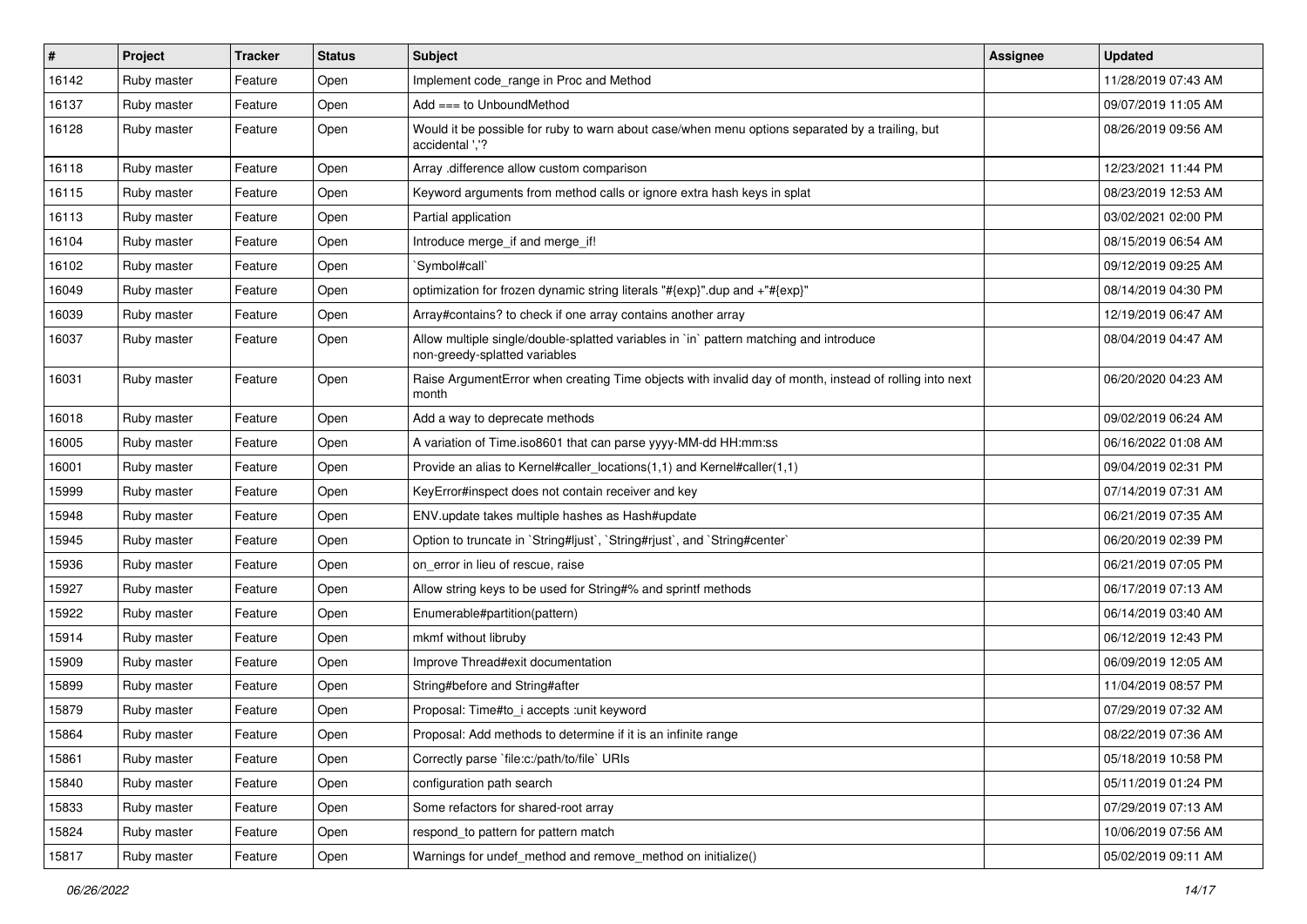| # | Project | Tracker | Status | Subject | Assignee | Updated |
|---|---|---|---|---|---|---|
| 16142 | Ruby master | Feature | Open | Implement code_range in Proc and Method | | 11/28/2019 07:43 AM |
| 16137 | Ruby master | Feature | Open | Add === to UnboundMethod | | 09/07/2019 11:05 AM |
| 16128 | Ruby master | Feature | Open | Would it be possible for ruby to warn about case/when menu options separated by a trailing, but accidental ','? | | 08/26/2019 09:56 AM |
| 16118 | Ruby master | Feature | Open | Array .difference allow custom comparison | | 12/23/2021 11:44 PM |
| 16115 | Ruby master | Feature | Open | Keyword arguments from method calls or ignore extra hash keys in splat | | 08/23/2019 12:53 AM |
| 16113 | Ruby master | Feature | Open | Partial application | | 03/02/2021 02:00 PM |
| 16104 | Ruby master | Feature | Open | Introduce merge_if and merge_if! | | 08/15/2019 06:54 AM |
| 16102 | Ruby master | Feature | Open | `Symbol#call` | | 09/12/2019 09:25 AM |
| 16049 | Ruby master | Feature | Open | optimization for frozen dynamic string literals "#{exp}".dup and +"#{exp}" | | 08/14/2019 04:30 PM |
| 16039 | Ruby master | Feature | Open | Array#contains? to check if one array contains another array | | 12/19/2019 06:47 AM |
| 16037 | Ruby master | Feature | Open | Allow multiple single/double-splatted variables in `in` pattern matching and introduce non-greedy-splatted variables | | 08/04/2019 04:47 AM |
| 16031 | Ruby master | Feature | Open | Raise ArgumentError when creating Time objects with invalid day of month, instead of rolling into next month | | 06/20/2020 04:23 AM |
| 16018 | Ruby master | Feature | Open | Add a way to deprecate methods | | 09/02/2019 06:24 AM |
| 16005 | Ruby master | Feature | Open | A variation of Time.iso8601 that can parse yyyy-MM-dd HH:mm:ss | | 06/16/2022 01:08 AM |
| 16001 | Ruby master | Feature | Open | Provide an alias to Kernel#caller_locations(1,1) and Kernel#caller(1,1) | | 09/04/2019 02:31 PM |
| 15999 | Ruby master | Feature | Open | KeyError#inspect does not contain receiver and key | | 07/14/2019 07:31 AM |
| 15948 | Ruby master | Feature | Open | ENV.update takes multiple hashes as Hash#update | | 06/21/2019 07:35 AM |
| 15945 | Ruby master | Feature | Open | Option to truncate in `String#ljust`, `String#rjust`, and `String#center` | | 06/20/2019 02:39 PM |
| 15936 | Ruby master | Feature | Open | on_error in lieu of rescue, raise | | 06/21/2019 07:05 PM |
| 15927 | Ruby master | Feature | Open | Allow string keys to be used for String#% and sprintf methods | | 06/17/2019 07:13 AM |
| 15922 | Ruby master | Feature | Open | Enumerable#partition(pattern) | | 06/14/2019 03:40 AM |
| 15914 | Ruby master | Feature | Open | mkmf without libruby | | 06/12/2019 12:43 PM |
| 15909 | Ruby master | Feature | Open | Improve Thread#exit documentation | | 06/09/2019 12:05 AM |
| 15899 | Ruby master | Feature | Open | String#before and String#after | | 11/04/2019 08:57 PM |
| 15879 | Ruby master | Feature | Open | Proposal: Time#to_i accepts :unit keyword | | 07/29/2019 07:32 AM |
| 15864 | Ruby master | Feature | Open | Proposal: Add methods to determine if it is an infinite range | | 08/22/2019 07:36 AM |
| 15861 | Ruby master | Feature | Open | Correctly parse `file:c:/path/to/file` URIs | | 05/18/2019 10:58 PM |
| 15840 | Ruby master | Feature | Open | configuration path search | | 05/11/2019 01:24 PM |
| 15833 | Ruby master | Feature | Open | Some refactors for shared-root array | | 07/29/2019 07:13 AM |
| 15824 | Ruby master | Feature | Open | respond_to pattern for pattern match | | 10/06/2019 07:56 AM |
| 15817 | Ruby master | Feature | Open | Warnings for undef_method and remove_method on initialize() | | 05/02/2019 09:11 AM |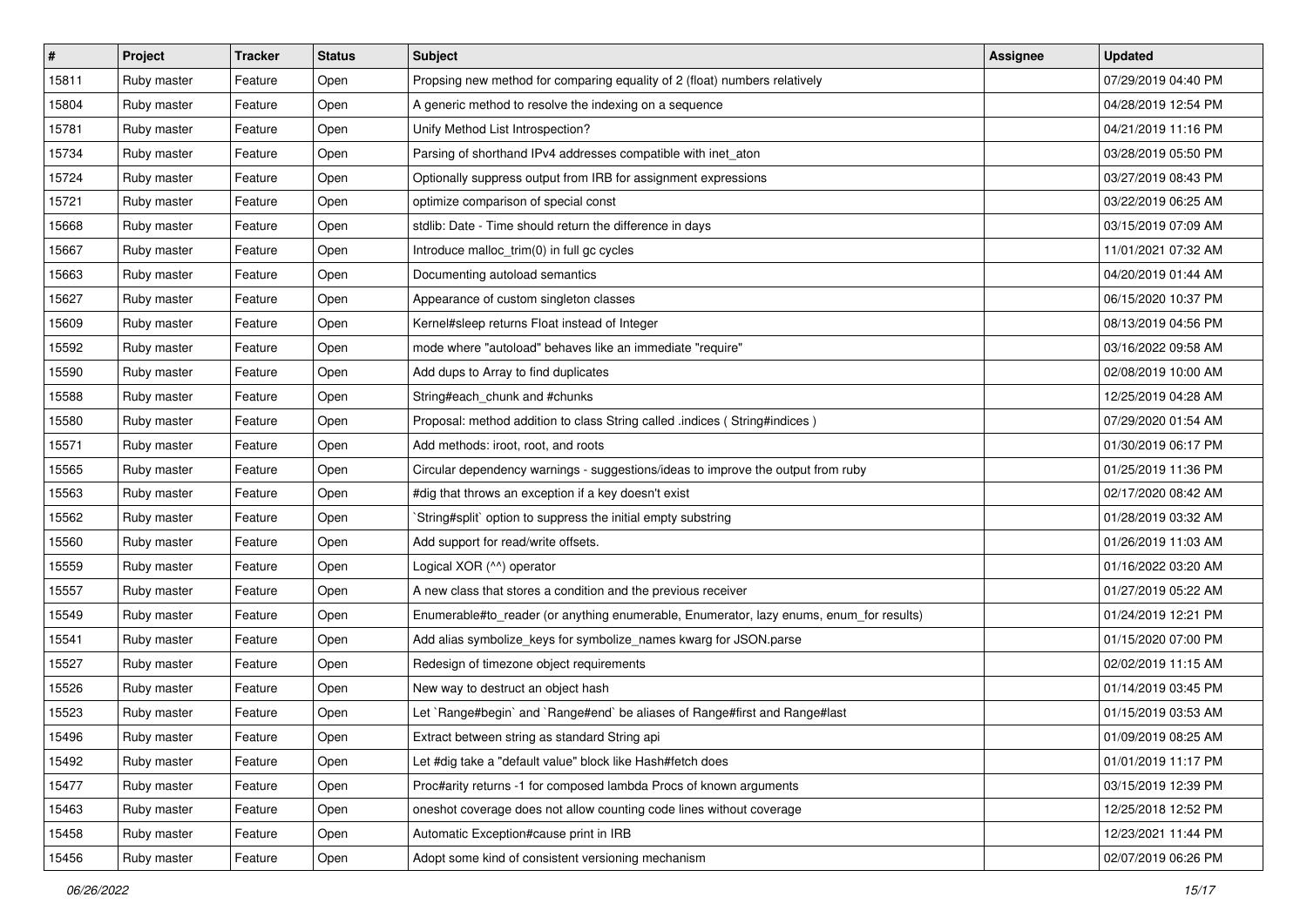| # | Project | Tracker | Status | Subject | Assignee | Updated |
|---|---|---|---|---|---|---|
| 15811 | Ruby master | Feature | Open | Propsing new method for comparing equality of 2 (float) numbers relatively | | 07/29/2019 04:40 PM |
| 15804 | Ruby master | Feature | Open | A generic method to resolve the indexing on a sequence | | 04/28/2019 12:54 PM |
| 15781 | Ruby master | Feature | Open | Unify Method List Introspection? | | 04/21/2019 11:16 PM |
| 15734 | Ruby master | Feature | Open | Parsing of shorthand IPv4 addresses compatible with inet_aton | | 03/28/2019 05:50 PM |
| 15724 | Ruby master | Feature | Open | Optionally suppress output from IRB for assignment expressions | | 03/27/2019 08:43 PM |
| 15721 | Ruby master | Feature | Open | optimize comparison of special const | | 03/22/2019 06:25 AM |
| 15668 | Ruby master | Feature | Open | stdlib: Date - Time should return the difference in days | | 03/15/2019 07:09 AM |
| 15667 | Ruby master | Feature | Open | Introduce malloc_trim(0) in full gc cycles | | 11/01/2021 07:32 AM |
| 15663 | Ruby master | Feature | Open | Documenting autoload semantics | | 04/20/2019 01:44 AM |
| 15627 | Ruby master | Feature | Open | Appearance of custom singleton classes | | 06/15/2020 10:37 PM |
| 15609 | Ruby master | Feature | Open | Kernel#sleep returns Float instead of Integer | | 08/13/2019 04:56 PM |
| 15592 | Ruby master | Feature | Open | mode where "autoload" behaves like an immediate "require" | | 03/16/2022 09:58 AM |
| 15590 | Ruby master | Feature | Open | Add dups to Array to find duplicates | | 02/08/2019 10:00 AM |
| 15588 | Ruby master | Feature | Open | String#each_chunk and #chunks | | 12/25/2019 04:28 AM |
| 15580 | Ruby master | Feature | Open | Proposal: method addition to class String called .indices ( String#indices ) | | 07/29/2020 01:54 AM |
| 15571 | Ruby master | Feature | Open | Add methods: iroot, root, and roots | | 01/30/2019 06:17 PM |
| 15565 | Ruby master | Feature | Open | Circular dependency warnings - suggestions/ideas to improve the output from ruby | | 01/25/2019 11:36 PM |
| 15563 | Ruby master | Feature | Open | #dig that throws an exception if a key doesn't exist | | 02/17/2020 08:42 AM |
| 15562 | Ruby master | Feature | Open | `String#split` option to suppress the initial empty substring | | 01/28/2019 03:32 AM |
| 15560 | Ruby master | Feature | Open | Add support for read/write offsets. | | 01/26/2019 11:03 AM |
| 15559 | Ruby master | Feature | Open | Logical XOR (^^) operator | | 01/16/2022 03:20 AM |
| 15557 | Ruby master | Feature | Open | A new class that stores a condition and the previous receiver | | 01/27/2019 05:22 AM |
| 15549 | Ruby master | Feature | Open | Enumerable#to_reader (or anything enumerable, Enumerator, lazy enums, enum_for results) | | 01/24/2019 12:21 PM |
| 15541 | Ruby master | Feature | Open | Add alias symbolize_keys for symbolize_names kwarg for JSON.parse | | 01/15/2020 07:00 PM |
| 15527 | Ruby master | Feature | Open | Redesign of timezone object requirements | | 02/02/2019 11:15 AM |
| 15526 | Ruby master | Feature | Open | New way to destruct an object hash | | 01/14/2019 03:45 PM |
| 15523 | Ruby master | Feature | Open | Let `Range#begin` and `Range#end` be aliases of Range#first and Range#last | | 01/15/2019 03:53 AM |
| 15496 | Ruby master | Feature | Open | Extract between string as standard String api | | 01/09/2019 08:25 AM |
| 15492 | Ruby master | Feature | Open | Let #dig take a "default value" block like Hash#fetch does | | 01/01/2019 11:17 PM |
| 15477 | Ruby master | Feature | Open | Proc#arity returns -1 for composed lambda Procs of known arguments | | 03/15/2019 12:39 PM |
| 15463 | Ruby master | Feature | Open | oneshot coverage does not allow counting code lines without coverage | | 12/25/2018 12:52 PM |
| 15458 | Ruby master | Feature | Open | Automatic Exception#cause print in IRB | | 12/23/2021 11:44 PM |
| 15456 | Ruby master | Feature | Open | Adopt some kind of consistent versioning mechanism | | 02/07/2019 06:26 PM |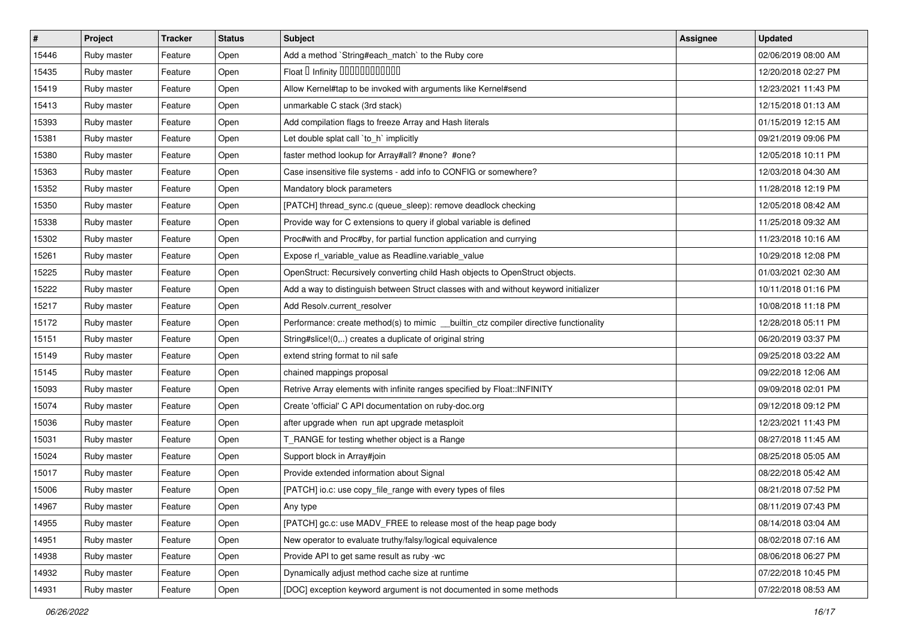| # | Project | Tracker | Status | Subject | Assignee | Updated |
|---|---|---|---|---|---|---|
| 15446 | Ruby master | Feature | Open | Add a method `String#each_match` to the Ruby core | | 02/06/2019 08:00 AM |
| 15435 | Ruby master | Feature | Open | Float � Infinity ������������ | | 12/20/2018 02:27 PM |
| 15419 | Ruby master | Feature | Open | Allow Kernel#tap to be invoked with arguments like Kernel#send | | 12/23/2021 11:43 PM |
| 15413 | Ruby master | Feature | Open | unmarkable C stack (3rd stack) | | 12/15/2018 01:13 AM |
| 15393 | Ruby master | Feature | Open | Add compilation flags to freeze Array and Hash literals | | 01/15/2019 12:15 AM |
| 15381 | Ruby master | Feature | Open | Let double splat call `to_h` implicitly | | 09/21/2019 09:06 PM |
| 15380 | Ruby master | Feature | Open | faster method lookup for Array#all? #none? #one? | | 12/05/2018 10:11 PM |
| 15363 | Ruby master | Feature | Open | Case insensitive file systems - add info to CONFIG or somewhere? | | 12/03/2018 04:30 AM |
| 15352 | Ruby master | Feature | Open | Mandatory block parameters | | 11/28/2018 12:19 PM |
| 15350 | Ruby master | Feature | Open | [PATCH] thread_sync.c (queue_sleep): remove deadlock checking | | 12/05/2018 08:42 AM |
| 15338 | Ruby master | Feature | Open | Provide way for C extensions to query if global variable is defined | | 11/25/2018 09:32 AM |
| 15302 | Ruby master | Feature | Open | Proc#with and Proc#by, for partial function application and currying | | 11/23/2018 10:16 AM |
| 15261 | Ruby master | Feature | Open | Expose rl_variable_value as Readline.variable_value | | 10/29/2018 12:08 PM |
| 15225 | Ruby master | Feature | Open | OpenStruct: Recursively converting child Hash objects to OpenStruct objects. | | 01/03/2021 02:30 AM |
| 15222 | Ruby master | Feature | Open | Add a way to distinguish between Struct classes with and without keyword initializer | | 10/11/2018 01:16 PM |
| 15217 | Ruby master | Feature | Open | Add Resolv.current_resolver | | 10/08/2018 11:18 PM |
| 15172 | Ruby master | Feature | Open | Performance: create method(s) to mimic __builtin_ctz compiler directive functionality | | 12/28/2018 05:11 PM |
| 15151 | Ruby master | Feature | Open | String#slice!(0,..) creates a duplicate of original string | | 06/20/2019 03:37 PM |
| 15149 | Ruby master | Feature | Open | extend string format to nil safe | | 09/25/2018 03:22 AM |
| 15145 | Ruby master | Feature | Open | chained mappings proposal | | 09/22/2018 12:06 AM |
| 15093 | Ruby master | Feature | Open | Retrive Array elements with infinite ranges specified by Float::INFINITY | | 09/09/2018 02:01 PM |
| 15074 | Ruby master | Feature | Open | Create 'official' C API documentation on ruby-doc.org | | 09/12/2018 09:12 PM |
| 15036 | Ruby master | Feature | Open | after upgrade when run apt upgrade metasploit | | 12/23/2021 11:43 PM |
| 15031 | Ruby master | Feature | Open | T_RANGE for testing whether object is a Range | | 08/27/2018 11:45 AM |
| 15024 | Ruby master | Feature | Open | Support block in Array#join | | 08/25/2018 05:05 AM |
| 15017 | Ruby master | Feature | Open | Provide extended information about Signal | | 08/22/2018 05:42 AM |
| 15006 | Ruby master | Feature | Open | [PATCH] io.c: use copy_file_range with every types of files | | 08/21/2018 07:52 PM |
| 14967 | Ruby master | Feature | Open | Any type | | 08/11/2019 07:43 PM |
| 14955 | Ruby master | Feature | Open | [PATCH] gc.c: use MADV_FREE to release most of the heap page body | | 08/14/2018 03:04 AM |
| 14951 | Ruby master | Feature | Open | New operator to evaluate truthy/falsy/logical equivalence | | 08/02/2018 07:16 AM |
| 14938 | Ruby master | Feature | Open | Provide API to get same result as ruby -wc | | 08/06/2018 06:27 PM |
| 14932 | Ruby master | Feature | Open | Dynamically adjust method cache size at runtime | | 07/22/2018 10:45 PM |
| 14931 | Ruby master | Feature | Open | [DOC] exception keyword argument is not documented in some methods | | 07/22/2018 08:53 AM |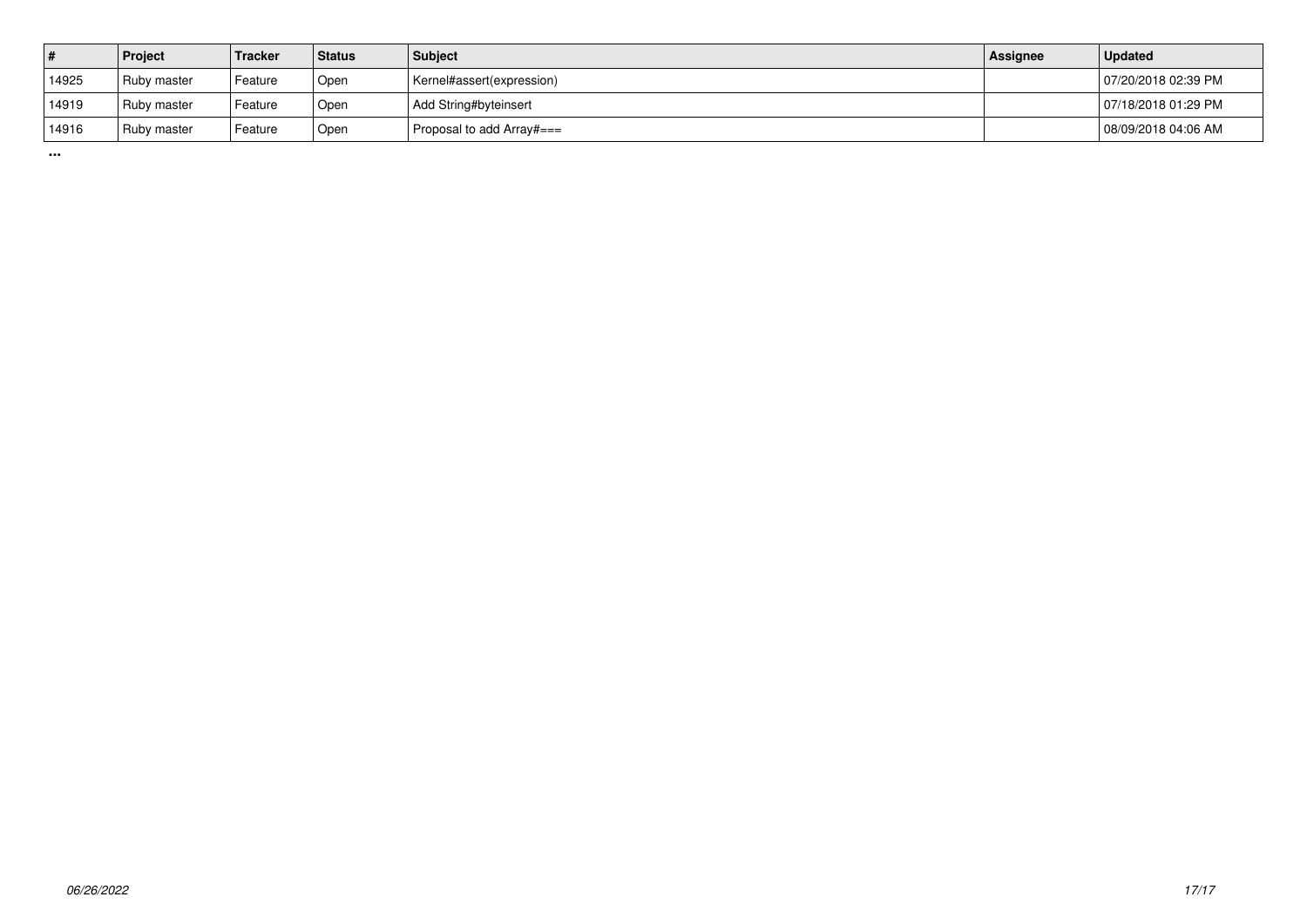| # | Project | Tracker | Status | Subject | Assignee | Updated |
|---|---|---|---|---|---|---|
| 14925 | Ruby master | Feature | Open | Kernel#assert(expression) | | 07/20/2018 02:39 PM |
| 14919 | Ruby master | Feature | Open | Add String#byteinsert | | 07/18/2018 01:29 PM |
| 14916 | Ruby master | Feature | Open | Proposal to add Array#=== | | 08/09/2018 04:06 AM |

...